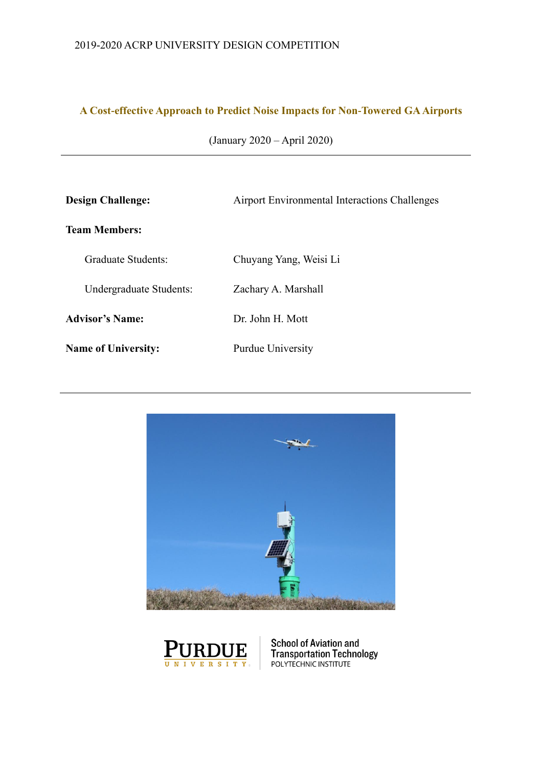2019-2020 ACRP UNIVERSITY DESIGN COMPETITION

# A Cost-effective Approach to Predict Noise Impacts for Non-Towered GA Airports

(January 2020 – April 2020)

---

**Design Challenge:** Airport Environmental Interactions Challenges

**Team Members:**

Graduate Students: Chuyang Yang, Weisi Li

Undergraduate Students: Zachary A. Marshall

**Advisor's Name:** Dr. John H. Mott

**Name of University:** Purdue University

---

PURDUE UNIVERSITY | School of Aviation and Transportation Technology, POLYTECHNIC INSTITUTE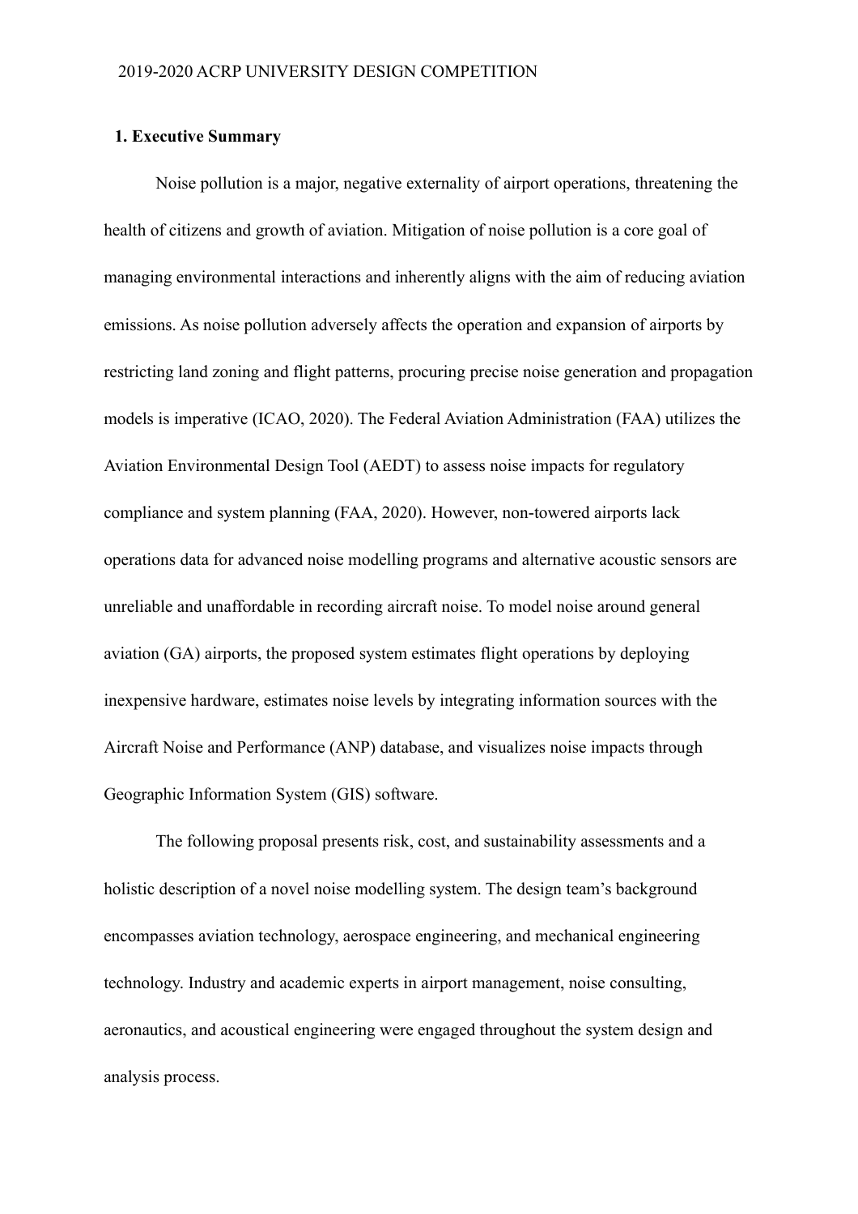## 1. Executive Summary

Noise pollution is a major, negative externality of airport operations, threatening the health of citizens and growth of aviation. Mitigation of noise pollution is a core goal of managing environmental interactions and inherently aligns with the aim of reducing aviation emissions. As noise pollution adversely affects the operation and expansion of airports by restricting land zoning and flight patterns, procuring precise noise generation and propagation models is imperative (ICAO, 2020). The Federal Aviation Administration (FAA) utilizes the Aviation Environmental Design Tool (AEDT) to assess noise impacts for regulatory compliance and system planning (FAA, 2020). However, non-towered airports lack operations data for advanced noise modelling programs and alternative acoustic sensors are unreliable and unaffordable in recording aircraft noise. To model noise around general aviation (GA) airports, the proposed system estimates flight operations by deploying inexpensive hardware, estimates noise levels by integrating information sources with the Aircraft Noise and Performance (ANP) database, and visualizes noise impacts through Geographic Information System (GIS) software.

The following proposal presents risk, cost, and sustainability assessments and a holistic description of a novel noise modelling system. The design team's background encompasses aviation technology, aerospace engineering, and mechanical engineering technology. Industry and academic experts in airport management, noise consulting, aeronautics, and acoustical engineering were engaged throughout the system design and analysis process.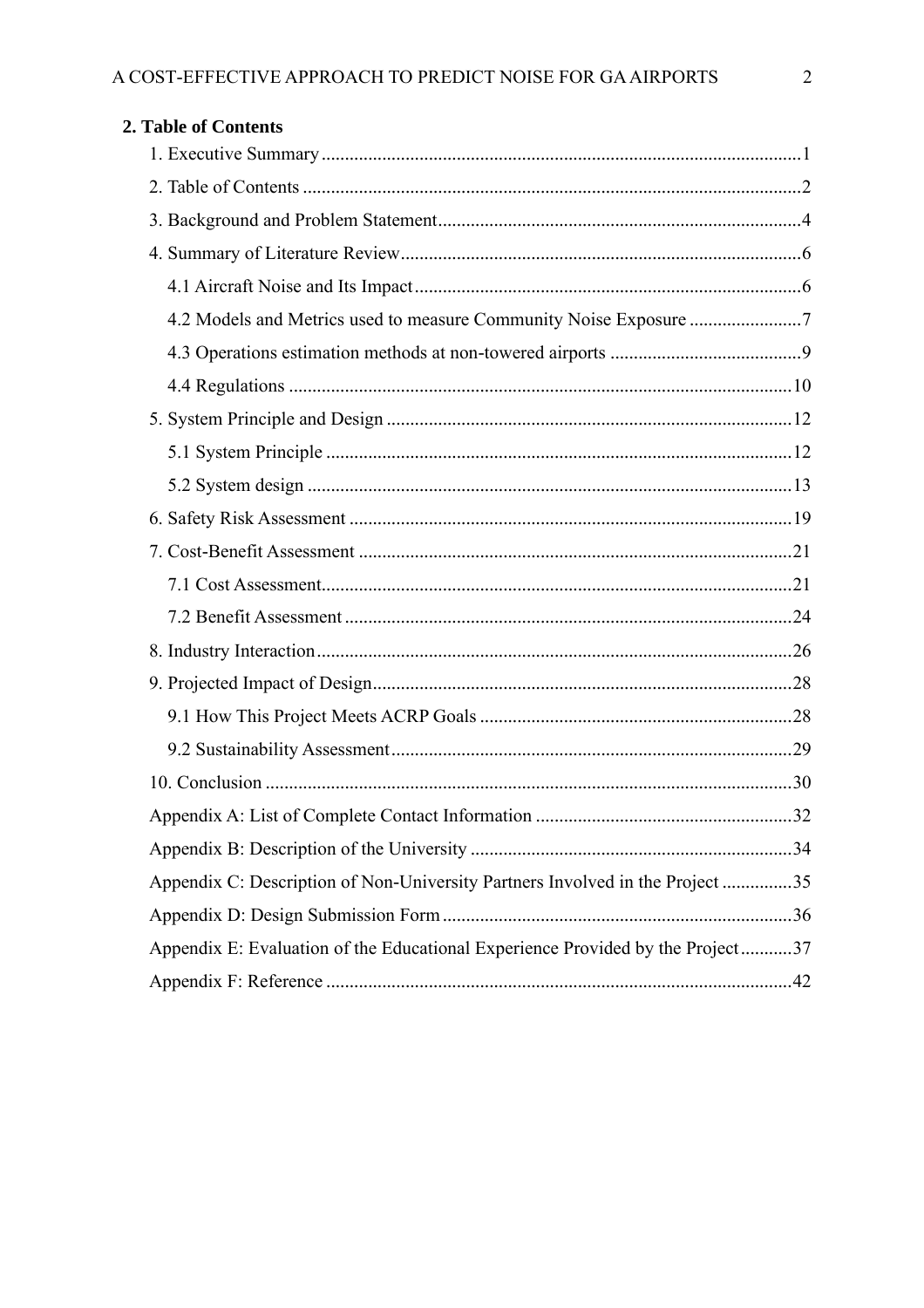## 2. Table of Contents

1. Executive Summary ....................................................................................................1
2. Table of Contents .......................................................................................................2
3. Background and Problem Statement..........................................................................4
4. Summary of Literature Review..................................................................................6
    - 4.1 Aircraft Noise and Its Impact ...............................................................................6
    - 4.2 Models and Metrics used to measure Community Noise Exposure .......................7
    - 4.3 Operations estimation methods at non-towered airports .......................................9
    - 4.4 Regulations .........................................................................................................10
5. System Principle and Design ....................................................................................12
    - 5.1 System Principle .................................................................................................12
    - 5.2 System design .....................................................................................................13
6. Safety Risk Assessment ............................................................................................19
7. Cost-Benefit Assessment ..........................................................................................21
    - 7.1 Cost Assessment..................................................................................................21
    - 7.2 Benefit Assessment .............................................................................................24
8. Industry Interaction...................................................................................................26
9. Projected Impact of Design.......................................................................................28
    - 9.1 How This Project Meets ACRP Goals .................................................................28
    - 9.2 Sustainability Assessment....................................................................................29
10. Conclusion ..............................................................................................................30

Appendix A: List of Complete Contact Information .....................................................32

Appendix B: Description of the University ...................................................................34

Appendix C: Description of Non-University Partners Involved in the Project ..............35

Appendix D: Design Submission Form .........................................................................36

Appendix E: Evaluation of the Educational Experience Provided by the Project..........37

Appendix F: Reference ..................................................................................................42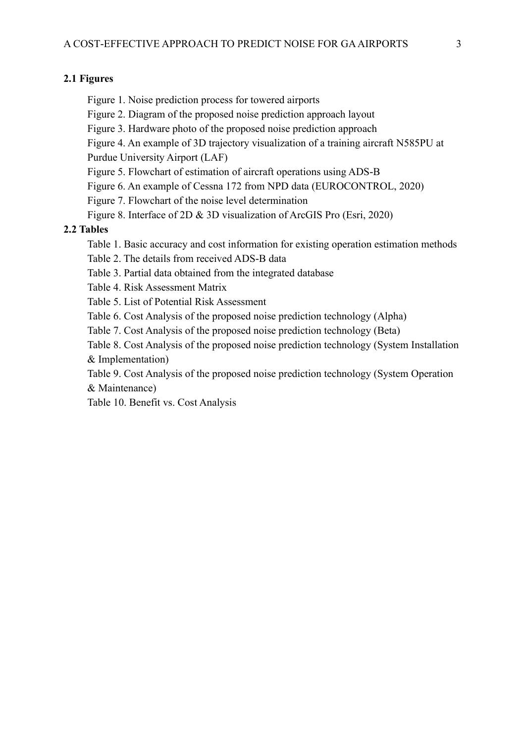### 2.1 Figures

Figure 1. Noise prediction process for towered airports

Figure 2. Diagram of the proposed noise prediction approach layout

Figure 3. Hardware photo of the proposed noise prediction approach

Figure 4. An example of 3D trajectory visualization of a training aircraft N585PU at Purdue University Airport (LAF)

Figure 5. Flowchart of estimation of aircraft operations using ADS-B

Figure 6. An example of Cessna 172 from NPD data (EUROCONTROL, 2020)

Figure 7. Flowchart of the noise level determination

Figure 8. Interface of 2D & 3D visualization of ArcGIS Pro (Esri, 2020)

### 2.2 Tables

Table 1. Basic accuracy and cost information for existing operation estimation methods

Table 2. The details from received ADS-B data

Table 3. Partial data obtained from the integrated database

Table 4. Risk Assessment Matrix

Table 5. List of Potential Risk Assessment

Table 6. Cost Analysis of the proposed noise prediction technology (Alpha)

Table 7. Cost Analysis of the proposed noise prediction technology (Beta)

Table 8. Cost Analysis of the proposed noise prediction technology (System Installation & Implementation)

Table 9. Cost Analysis of the proposed noise prediction technology (System Operation & Maintenance)

Table 10. Benefit vs. Cost Analysis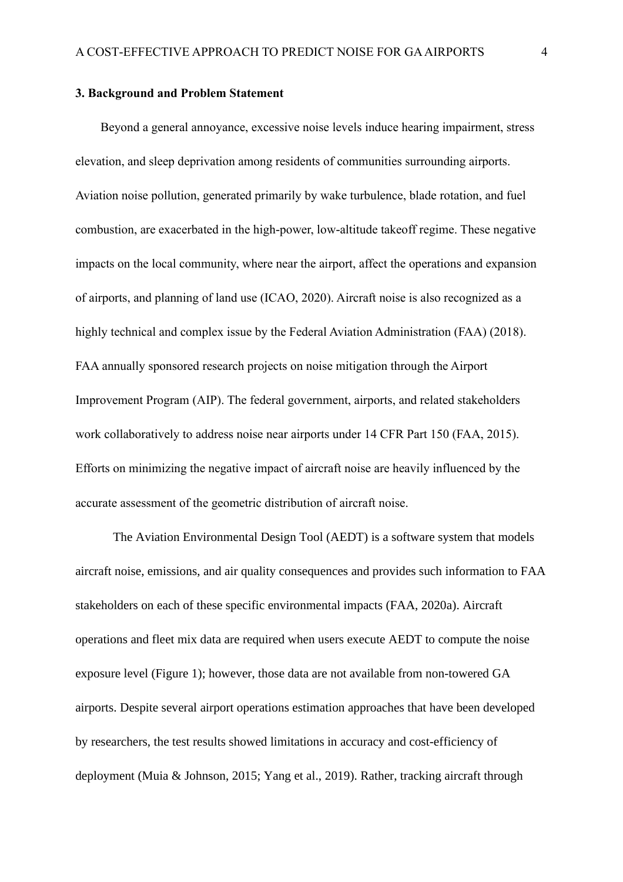### 3. Background and Problem Statement

Beyond a general annoyance, excessive noise levels induce hearing impairment, stress elevation, and sleep deprivation among residents of communities surrounding airports. Aviation noise pollution, generated primarily by wake turbulence, blade rotation, and fuel combustion, are exacerbated in the high-power, low-altitude takeoff regime. These negative impacts on the local community, where near the airport, affect the operations and expansion of airports, and planning of land use (ICAO, 2020). Aircraft noise is also recognized as a highly technical and complex issue by the Federal Aviation Administration (FAA) (2018). FAA annually sponsored research projects on noise mitigation through the Airport Improvement Program (AIP). The federal government, airports, and related stakeholders work collaboratively to address noise near airports under 14 CFR Part 150 (FAA, 2015). Efforts on minimizing the negative impact of aircraft noise are heavily influenced by the accurate assessment of the geometric distribution of aircraft noise.

The Aviation Environmental Design Tool (AEDT) is a software system that models aircraft noise, emissions, and air quality consequences and provides such information to FAA stakeholders on each of these specific environmental impacts (FAA, 2020a). Aircraft operations and fleet mix data are required when users execute AEDT to compute the noise exposure level (Figure 1); however, those data are not available from non-towered GA airports. Despite several airport operations estimation approaches that have been developed by researchers, the test results showed limitations in accuracy and cost-efficiency of deployment (Muia & Johnson, 2015; Yang et al., 2019). Rather, tracking aircraft through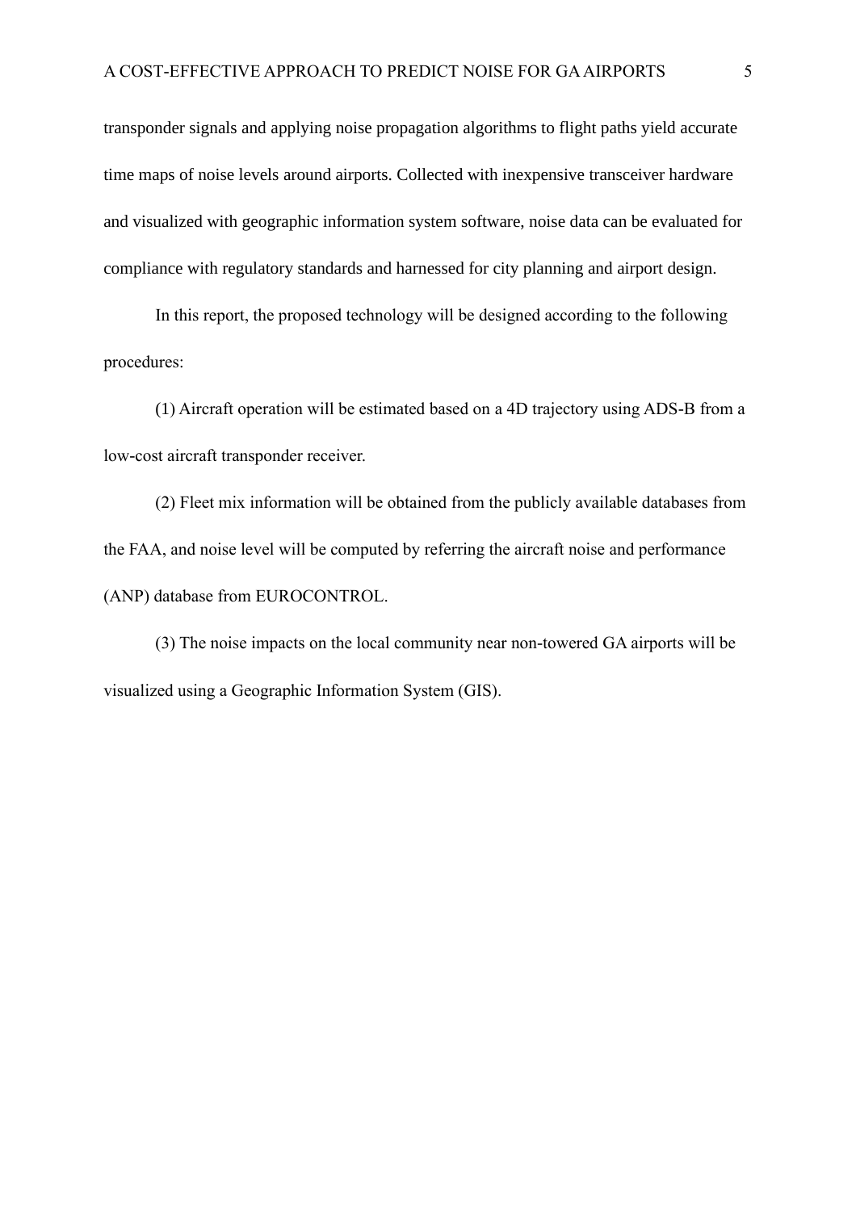transponder signals and applying noise propagation algorithms to flight paths yield accurate time maps of noise levels around airports. Collected with inexpensive transceiver hardware and visualized with geographic information system software, noise data can be evaluated for compliance with regulatory standards and harnessed for city planning and airport design.

In this report, the proposed technology will be designed according to the following procedures:

(1) Aircraft operation will be estimated based on a 4D trajectory using ADS-B from a low-cost aircraft transponder receiver.

(2) Fleet mix information will be obtained from the publicly available databases from the FAA, and noise level will be computed by referring the aircraft noise and performance (ANP) database from EUROCONTROL.

(3) The noise impacts on the local community near non-towered GA airports will be visualized using a Geographic Information System (GIS).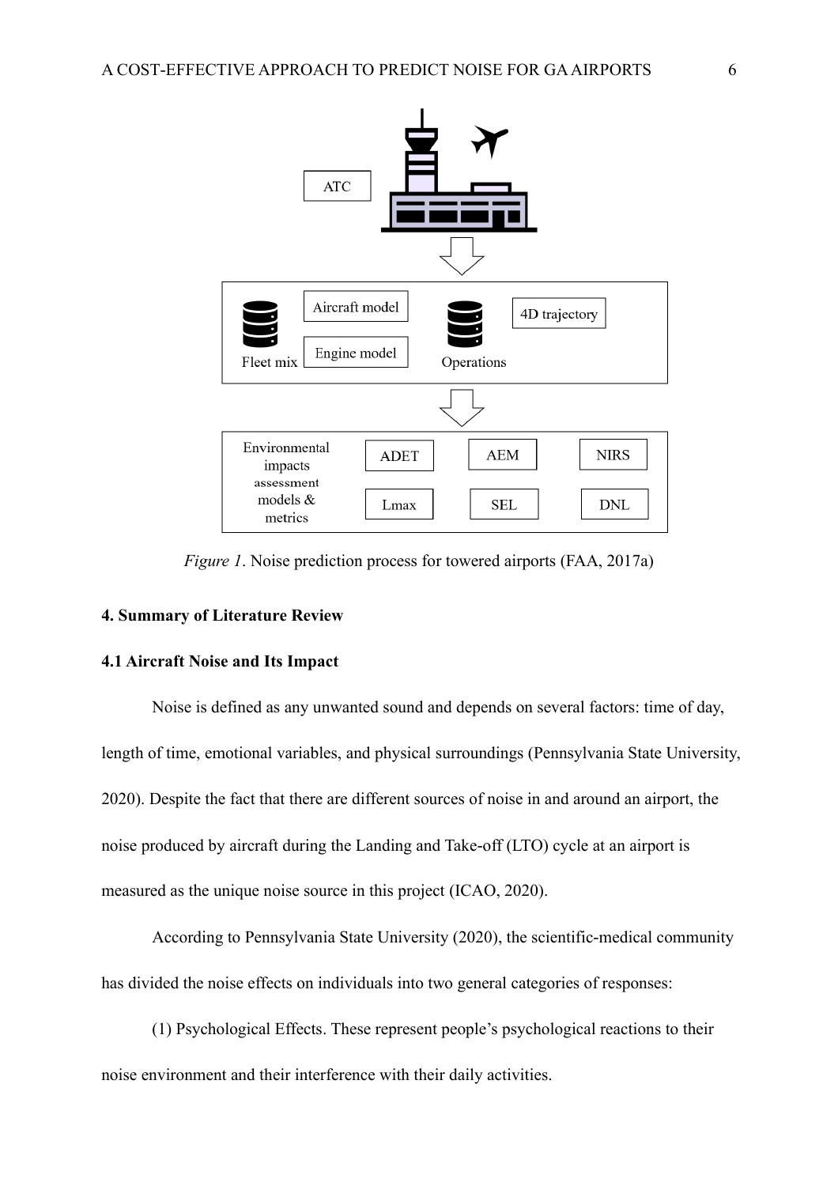*Figure 1*. Noise prediction process for towered airports (FAA, 2017a)

## 4. Summary of Literature Review

### 4.1 Aircraft Noise and Its Impact

Noise is defined as any unwanted sound and depends on several factors: time of day, length of time, emotional variables, and physical surroundings (Pennsylvania State University, 2020). Despite the fact that there are different sources of noise in and around an airport, the noise produced by aircraft during the Landing and Take-off (LTO) cycle at an airport is measured as the unique noise source in this project (ICAO, 2020).

According to Pennsylvania State University (2020), the scientific-medical community has divided the noise effects on individuals into two general categories of responses:

(1) Psychological Effects. These represent people's psychological reactions to their noise environment and their interference with their daily activities.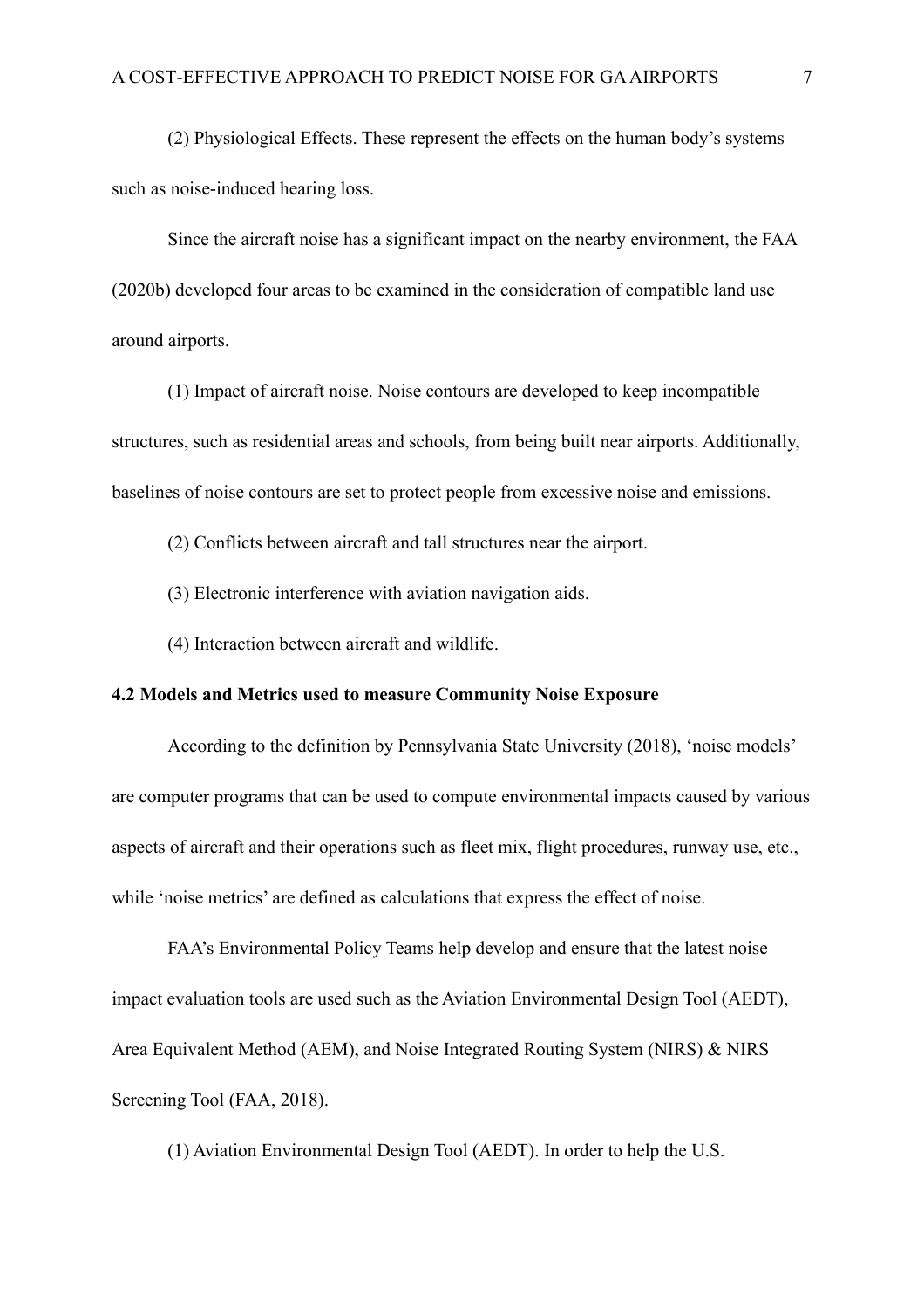(2) Physiological Effects. These represent the effects on the human body's systems such as noise-induced hearing loss.

Since the aircraft noise has a significant impact on the nearby environment, the FAA (2020b) developed four areas to be examined in the consideration of compatible land use around airports.

(1) Impact of aircraft noise. Noise contours are developed to keep incompatible structures, such as residential areas and schools, from being built near airports. Additionally, baselines of noise contours are set to protect people from excessive noise and emissions.

(2) Conflicts between aircraft and tall structures near the airport.

(3) Electronic interference with aviation navigation aids.

(4) Interaction between aircraft and wildlife.

### 4.2 Models and Metrics used to measure Community Noise Exposure

According to the definition by Pennsylvania State University (2018), 'noise models' are computer programs that can be used to compute environmental impacts caused by various aspects of aircraft and their operations such as fleet mix, flight procedures, runway use, etc., while 'noise metrics' are defined as calculations that express the effect of noise.

FAA's Environmental Policy Teams help develop and ensure that the latest noise impact evaluation tools are used such as the Aviation Environmental Design Tool (AEDT), Area Equivalent Method (AEM), and Noise Integrated Routing System (NIRS) & NIRS Screening Tool (FAA, 2018).

(1) Aviation Environmental Design Tool (AEDT). In order to help the U.S.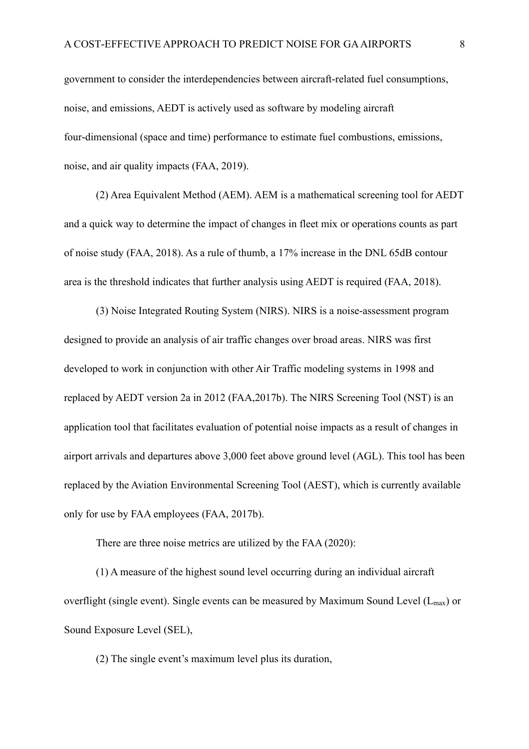government to consider the interdependencies between aircraft-related fuel consumptions, noise, and emissions, AEDT is actively used as software by modeling aircraft four-dimensional (space and time) performance to estimate fuel combustions, emissions, noise, and air quality impacts (FAA, 2019).

(2) Area Equivalent Method (AEM). AEM is a mathematical screening tool for AEDT and a quick way to determine the impact of changes in fleet mix or operations counts as part of noise study (FAA, 2018). As a rule of thumb, a 17% increase in the DNL 65dB contour area is the threshold indicates that further analysis using AEDT is required (FAA, 2018).

(3) Noise Integrated Routing System (NIRS). NIRS is a noise-assessment program designed to provide an analysis of air traffic changes over broad areas. NIRS was first developed to work in conjunction with other Air Traffic modeling systems in 1998 and replaced by AEDT version 2a in 2012 (FAA,2017b). The NIRS Screening Tool (NST) is an application tool that facilitates evaluation of potential noise impacts as a result of changes in airport arrivals and departures above 3,000 feet above ground level (AGL). This tool has been replaced by the Aviation Environmental Screening Tool (AEST), which is currently available only for use by FAA employees (FAA, 2017b).

There are three noise metrics are utilized by the FAA (2020):

(1) A measure of the highest sound level occurring during an individual aircraft overflight (single event). Single events can be measured by Maximum Sound Level ($L_{max}$) or Sound Exposure Level (SEL),

(2) The single event's maximum level plus its duration,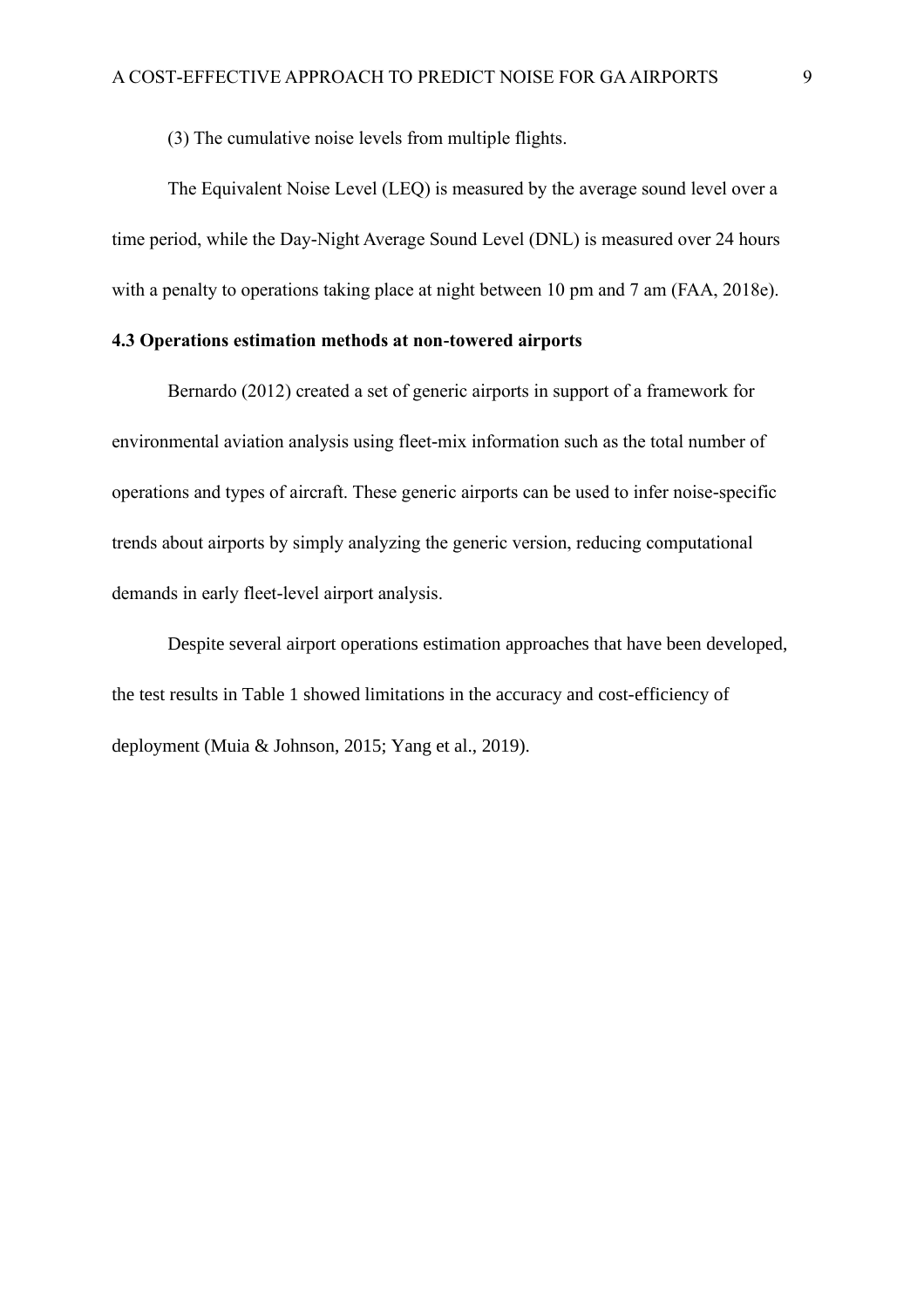(3) The cumulative noise levels from multiple flights.

The Equivalent Noise Level (LEQ) is measured by the average sound level over a time period, while the Day-Night Average Sound Level (DNL) is measured over 24 hours with a penalty to operations taking place at night between 10 pm and 7 am (FAA, 2018e).

### 4.3 Operations estimation methods at non-towered airports

Bernardo (2012) created a set of generic airports in support of a framework for environmental aviation analysis using fleet-mix information such as the total number of operations and types of aircraft. These generic airports can be used to infer noise-specific trends about airports by simply analyzing the generic version, reducing computational demands in early fleet-level airport analysis.

Despite several airport operations estimation approaches that have been developed, the test results in Table 1 showed limitations in the accuracy and cost-efficiency of deployment (Muia & Johnson, 2015; Yang et al., 2019).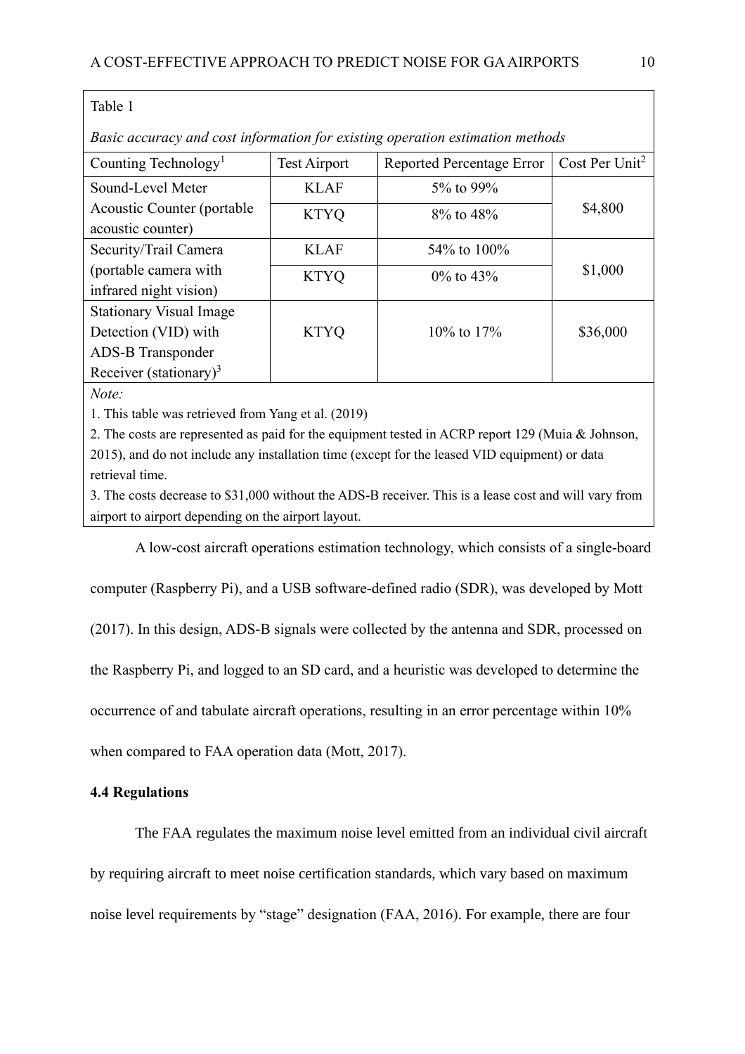Table 1

*Basic accuracy and cost information for existing operation estimation methods*

| Counting Technology[1] | Test Airport | Reported Percentage Error | Cost Per Unit[2] |
|---|---|---|---|
| Sound-Level Meter Acoustic Counter (portable acoustic counter) | KLAF | 5% to 99% | $4,800 |
| | KTYQ | 8% to 48% | |
| Security/Trail Camera (portable camera with infrared night vision) | KLAF | 54% to 100% | $1,000 |
| | KTYQ | 0% to 43% | |
| Stationary Visual Image Detection (VID) with ADS-B Transponder Receiver (stationary)[3] | KTYQ | 10% to 17% | $36,000 |

*Note:*

1. This table was retrieved from Yang et al. (2019)
2. The costs are represented as paid for the equipment tested in ACRP report 129 (Muia & Johnson, 2015), and do not include any installation time (except for the leased VID equipment) or data retrieval time.
3. The costs decrease to $31,000 without the ADS-B receiver. This is a lease cost and will vary from airport to airport depending on the airport layout.

A low-cost aircraft operations estimation technology, which consists of a single-board computer (Raspberry Pi), and a USB software-defined radio (SDR), was developed by Mott (2017). In this design, ADS-B signals were collected by the antenna and SDR, processed on the Raspberry Pi, and logged to an SD card, and a heuristic was developed to determine the occurrence of and tabulate aircraft operations, resulting in an error percentage within 10% when compared to FAA operation data (Mott, 2017).

**4.4 Regulations**

The FAA regulates the maximum noise level emitted from an individual civil aircraft by requiring aircraft to meet noise certification standards, which vary based on maximum noise level requirements by "stage" designation (FAA, 2016). For example, there are four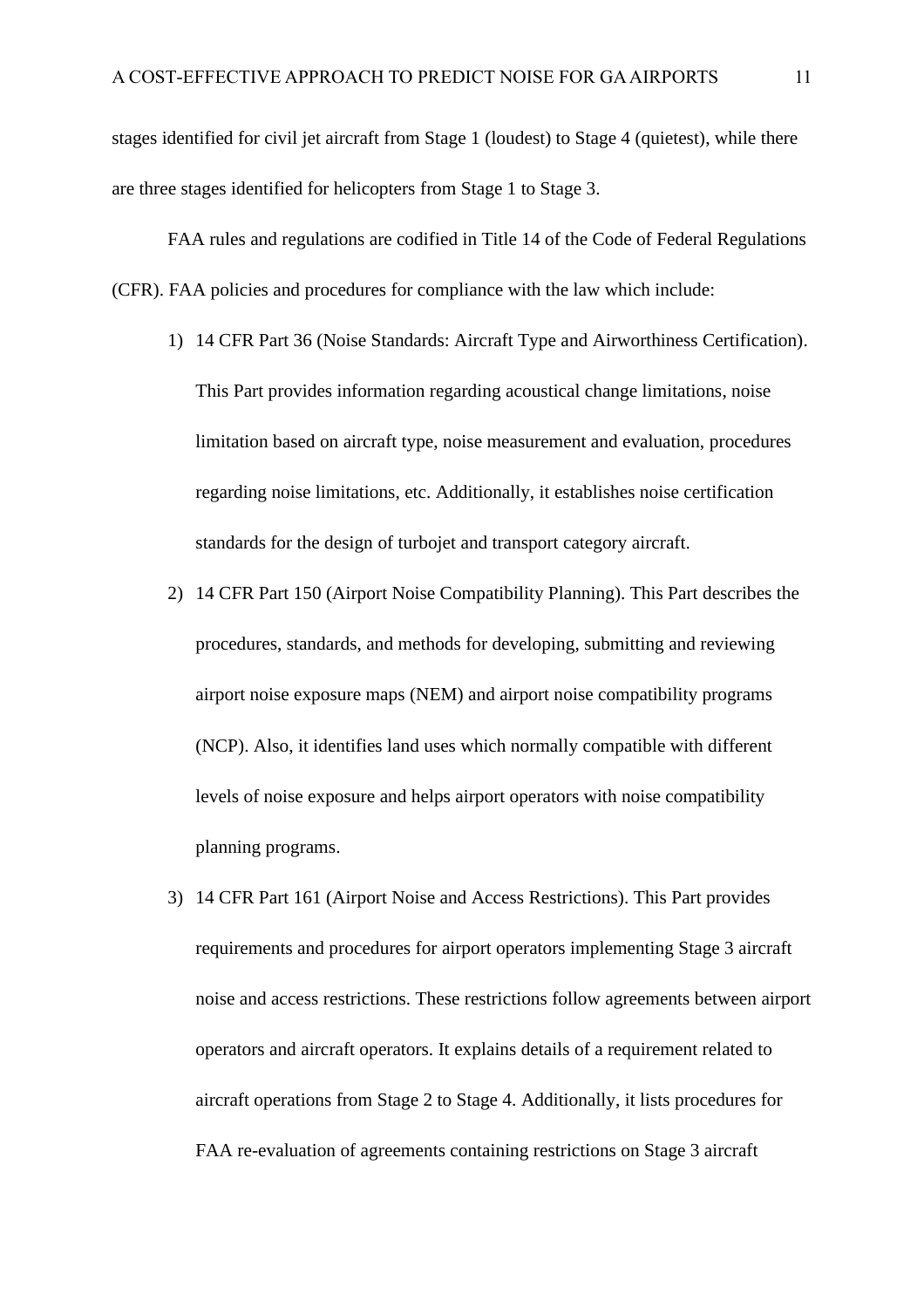stages identified for civil jet aircraft from Stage 1 (loudest) to Stage 4 (quietest), while there are three stages identified for helicopters from Stage 1 to Stage 3.

FAA rules and regulations are codified in Title 14 of the Code of Federal Regulations (CFR). FAA policies and procedures for compliance with the law which include:

1) 14 CFR Part 36 (Noise Standards: Aircraft Type and Airworthiness Certification). This Part provides information regarding acoustical change limitations, noise limitation based on aircraft type, noise measurement and evaluation, procedures regarding noise limitations, etc. Additionally, it establishes noise certification standards for the design of turbojet and transport category aircraft.
2) 14 CFR Part 150 (Airport Noise Compatibility Planning). This Part describes the procedures, standards, and methods for developing, submitting and reviewing airport noise exposure maps (NEM) and airport noise compatibility programs (NCP). Also, it identifies land uses which normally compatible with different levels of noise exposure and helps airport operators with noise compatibility planning programs.
3) 14 CFR Part 161 (Airport Noise and Access Restrictions). This Part provides requirements and procedures for airport operators implementing Stage 3 aircraft noise and access restrictions. These restrictions follow agreements between airport operators and aircraft operators. It explains details of a requirement related to aircraft operations from Stage 2 to Stage 4. Additionally, it lists procedures for FAA re-evaluation of agreements containing restrictions on Stage 3 aircraft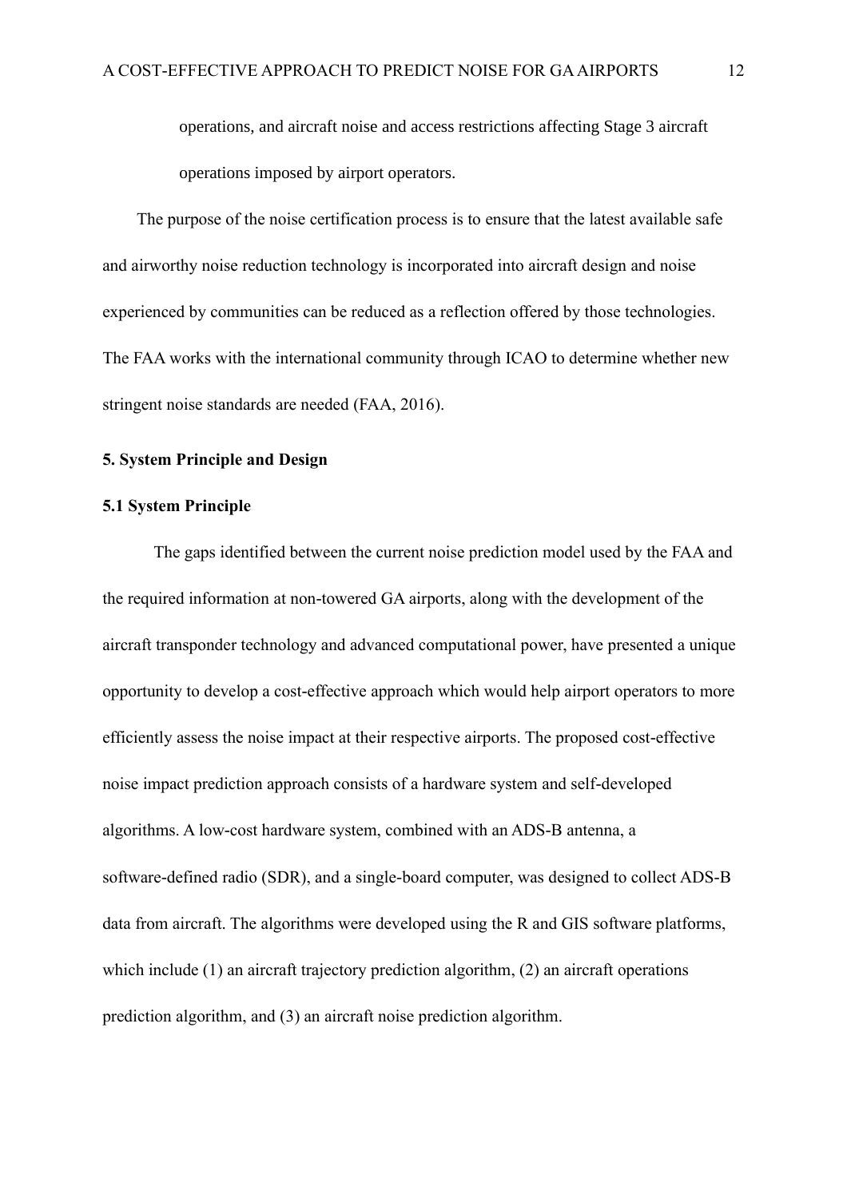operations, and aircraft noise and access restrictions affecting Stage 3 aircraft operations imposed by airport operators.

The purpose of the noise certification process is to ensure that the latest available safe and airworthy noise reduction technology is incorporated into aircraft design and noise experienced by communities can be reduced as a reflection offered by those technologies. The FAA works with the international community through ICAO to determine whether new stringent noise standards are needed (FAA, 2016).

## 5. System Principle and Design

### 5.1 System Principle

The gaps identified between the current noise prediction model used by the FAA and the required information at non-towered GA airports, along with the development of the aircraft transponder technology and advanced computational power, have presented a unique opportunity to develop a cost-effective approach which would help airport operators to more efficiently assess the noise impact at their respective airports. The proposed cost-effective noise impact prediction approach consists of a hardware system and self-developed algorithms. A low-cost hardware system, combined with an ADS-B antenna, a software-defined radio (SDR), and a single-board computer, was designed to collect ADS-B data from aircraft. The algorithms were developed using the R and GIS software platforms, which include (1) an aircraft trajectory prediction algorithm, (2) an aircraft operations prediction algorithm, and (3) an aircraft noise prediction algorithm.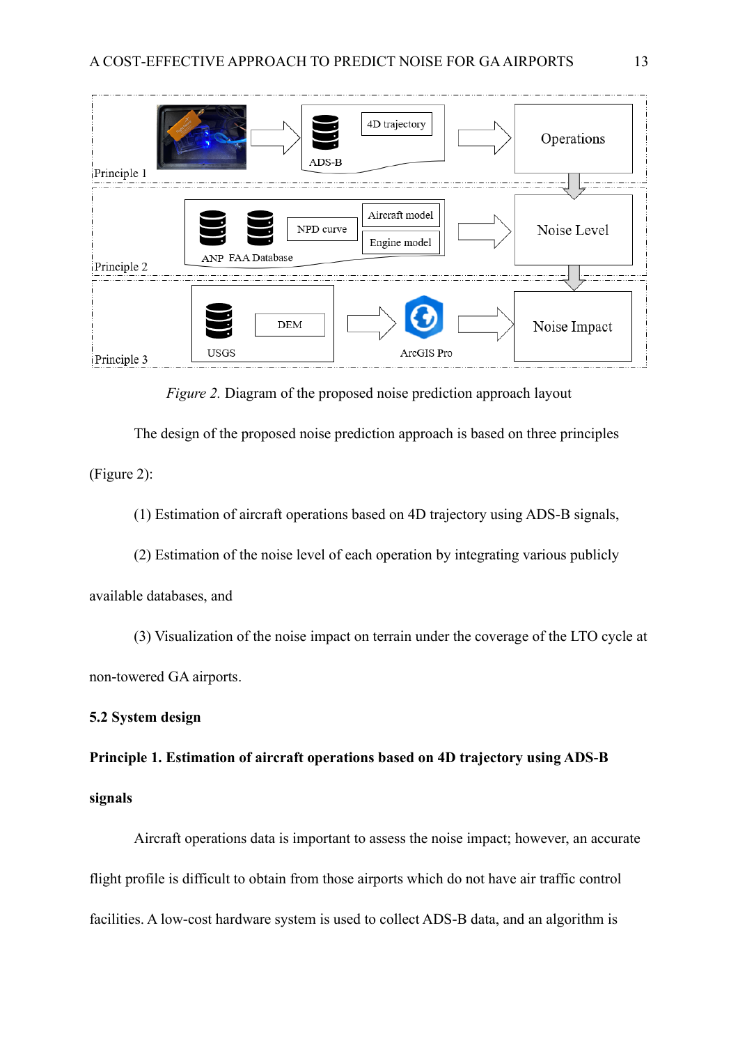*Figure 2.* Diagram of the proposed noise prediction approach layout

The design of the proposed noise prediction approach is based on three principles (Figure 2):

(1) Estimation of aircraft operations based on 4D trajectory using ADS-B signals,

(2) Estimation of the noise level of each operation by integrating various publicly available databases, and

(3) Visualization of the noise impact on terrain under the coverage of the LTO cycle at non-towered GA airports.

**5.2 System design**

**Principle 1. Estimation of aircraft operations based on 4D trajectory using ADS-B signals**

Aircraft operations data is important to assess the noise impact; however, an accurate flight profile is difficult to obtain from those airports which do not have air traffic control facilities. A low-cost hardware system is used to collect ADS-B data, and an algorithm is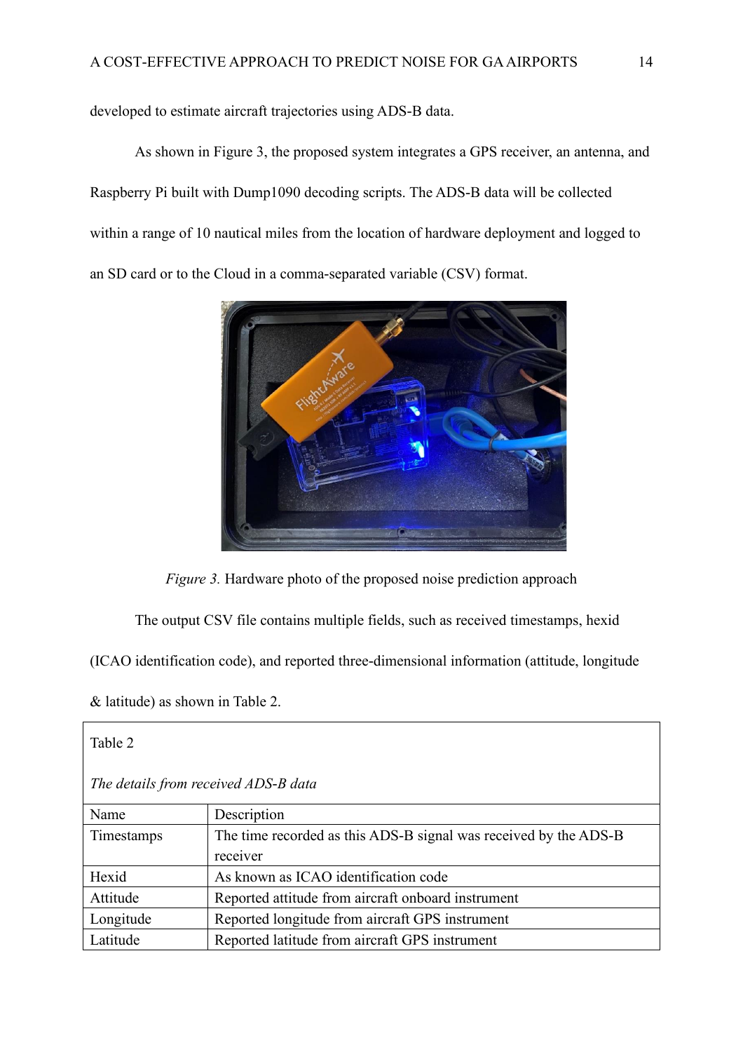developed to estimate aircraft trajectories using ADS-B data.

As shown in Figure 3, the proposed system integrates a GPS receiver, an antenna, and Raspberry Pi built with Dump1090 decoding scripts. The ADS-B data will be collected within a range of 10 nautical miles from the location of hardware deployment and logged to an SD card or to the Cloud in a comma-separated variable (CSV) format.

*Figure 3.* Hardware photo of the proposed noise prediction approach

The output CSV file contains multiple fields, such as received timestamps, hexid (ICAO identification code), and reported three-dimensional information (attitude, longitude & latitude) as shown in Table 2.

Table 2

*The details from received ADS-B data*

| Name | Description |
|---|---|
| Timestamps | The time recorded as this ADS-B signal was received by the ADS-B receiver |
| Hexid | As known as ICAO identification code |
| Attitude | Reported attitude from aircraft onboard instrument |
| Longitude | Reported longitude from aircraft GPS instrument |
| Latitude | Reported latitude from aircraft GPS instrument |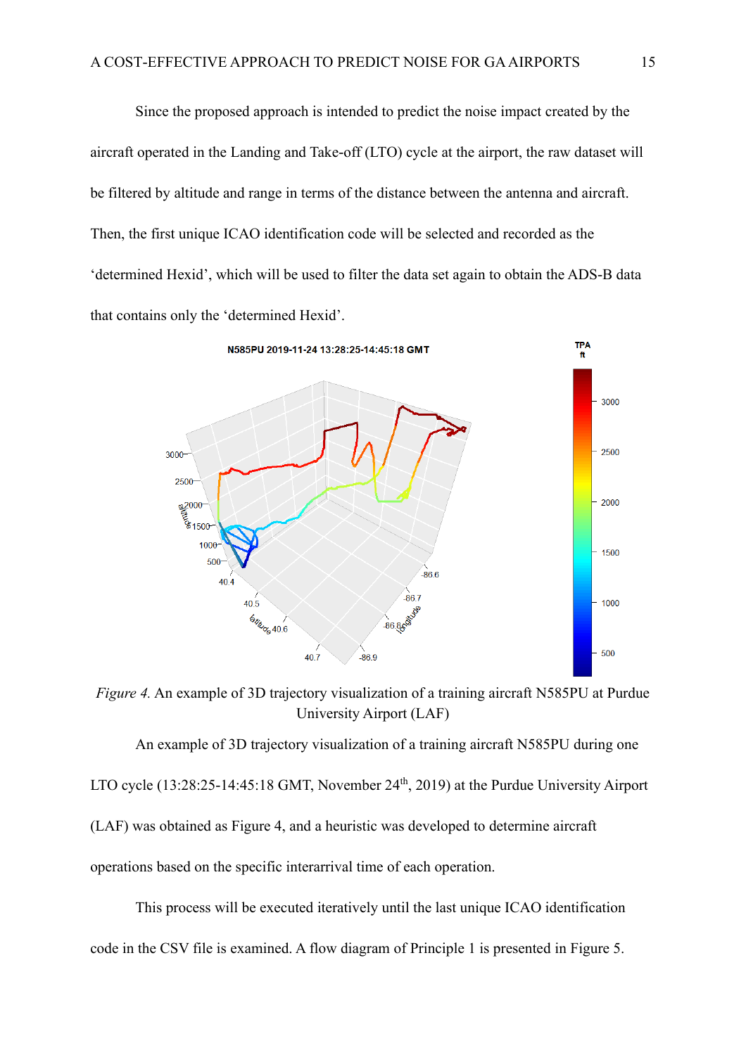Since the proposed approach is intended to predict the noise impact created by the aircraft operated in the Landing and Take-off (LTO) cycle at the airport, the raw dataset will be filtered by altitude and range in terms of the distance between the antenna and aircraft. Then, the first unique ICAO identification code will be selected and recorded as the 'determined Hexid', which will be used to filter the data set again to obtain the ADS-B data that contains only the 'determined Hexid'.

*Figure 4.* An example of 3D trajectory visualization of a training aircraft N585PU at Purdue University Airport (LAF)

An example of 3D trajectory visualization of a training aircraft N585PU during one LTO cycle (13:28:25-14:45:18 GMT, November 24th, 2019) at the Purdue University Airport (LAF) was obtained as Figure 4, and a heuristic was developed to determine aircraft operations based on the specific interarrival time of each operation.

This process will be executed iteratively until the last unique ICAO identification code in the CSV file is examined. A flow diagram of Principle 1 is presented in Figure 5.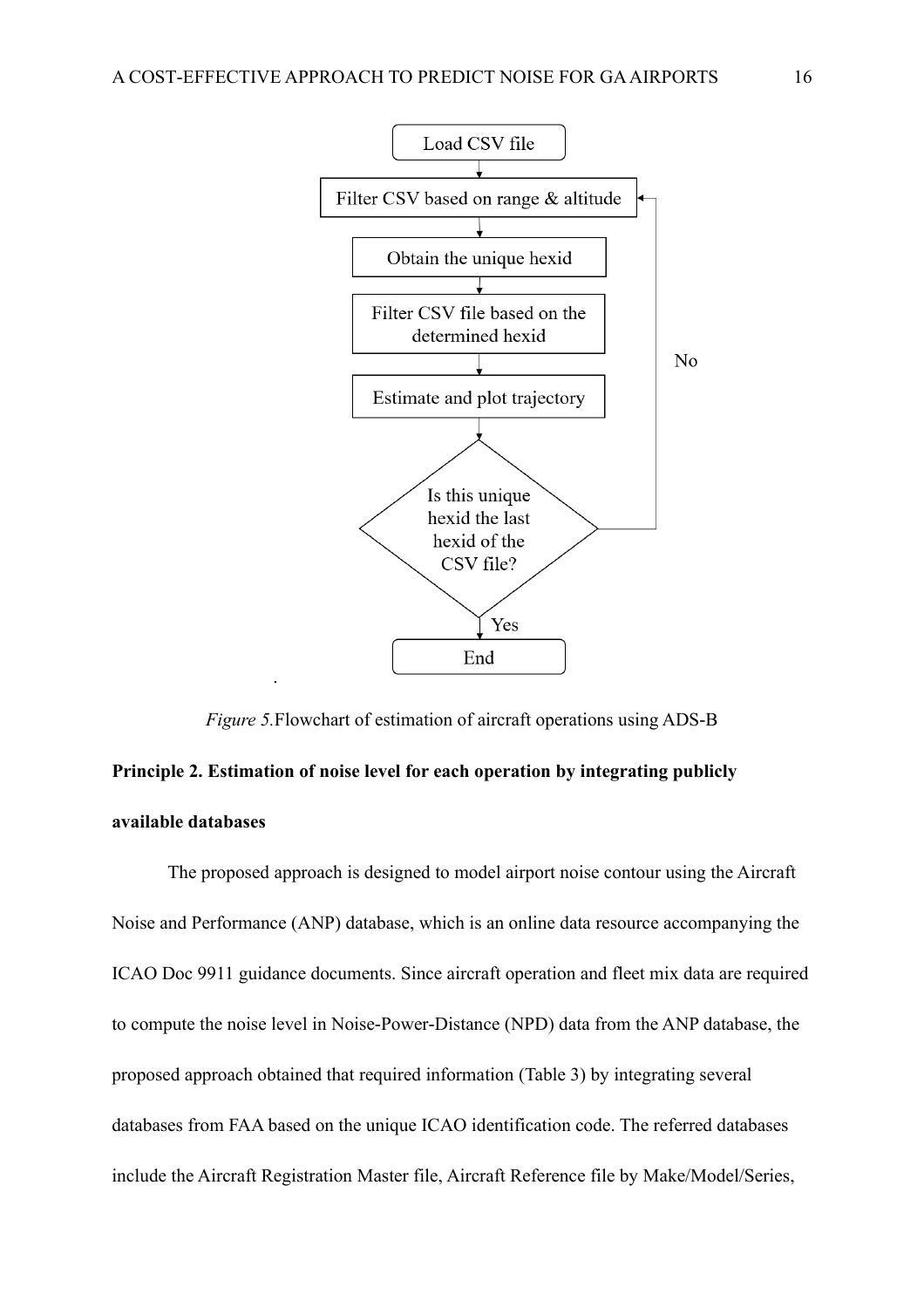*Figure 5.* Flowchart of estimation of aircraft operations using ADS-B

**Principle 2. Estimation of noise level for each operation by integrating publicly available databases**

The proposed approach is designed to model airport noise contour using the Aircraft Noise and Performance (ANP) database, which is an online data resource accompanying the ICAO Doc 9911 guidance documents. Since aircraft operation and fleet mix data are required to compute the noise level in Noise-Power-Distance (NPD) data from the ANP database, the proposed approach obtained that required information (Table 3) by integrating several databases from FAA based on the unique ICAO identification code. The referred databases include the Aircraft Registration Master file, Aircraft Reference file by Make/Model/Series,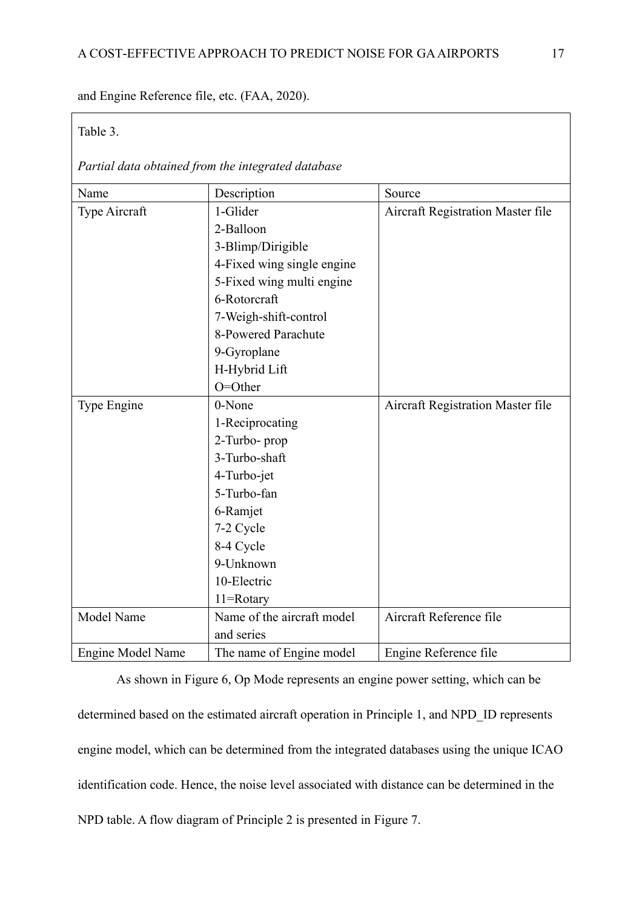and Engine Reference file, etc. (FAA, 2020).

Table 3.

*Partial data obtained from the integrated database*

| Name | Description | Source |
|---|---|---|
| Type Aircraft | 1-Glider<br>2-Balloon<br>3-Blimp/Dirigible<br>4-Fixed wing single engine<br>5-Fixed wing multi engine<br>6-Rotorcraft<br>7-Weigh-shift-control<br>8-Powered Parachute<br>9-Gyroplane<br>H-Hybrid Lift<br>O=Other | Aircraft Registration Master file |
| Type Engine | 0-None<br>1-Reciprocating<br>2-Turbo- prop<br>3-Turbo-shaft<br>4-Turbo-jet<br>5-Turbo-fan<br>6-Ramjet<br>7-2 Cycle<br>8-4 Cycle<br>9-Unknown<br>10-Electric<br>11=Rotary | Aircraft Registration Master file |
| Model Name | Name of the aircraft model and series | Aircraft Reference file |
| Engine Model Name | The name of Engine model | Engine Reference file |

As shown in Figure 6, Op Mode represents an engine power setting, which can be determined based on the estimated aircraft operation in Principle 1, and NPD_ID represents engine model, which can be determined from the integrated databases using the unique ICAO identification code. Hence, the noise level associated with distance can be determined in the NPD table. A flow diagram of Principle 2 is presented in Figure 7.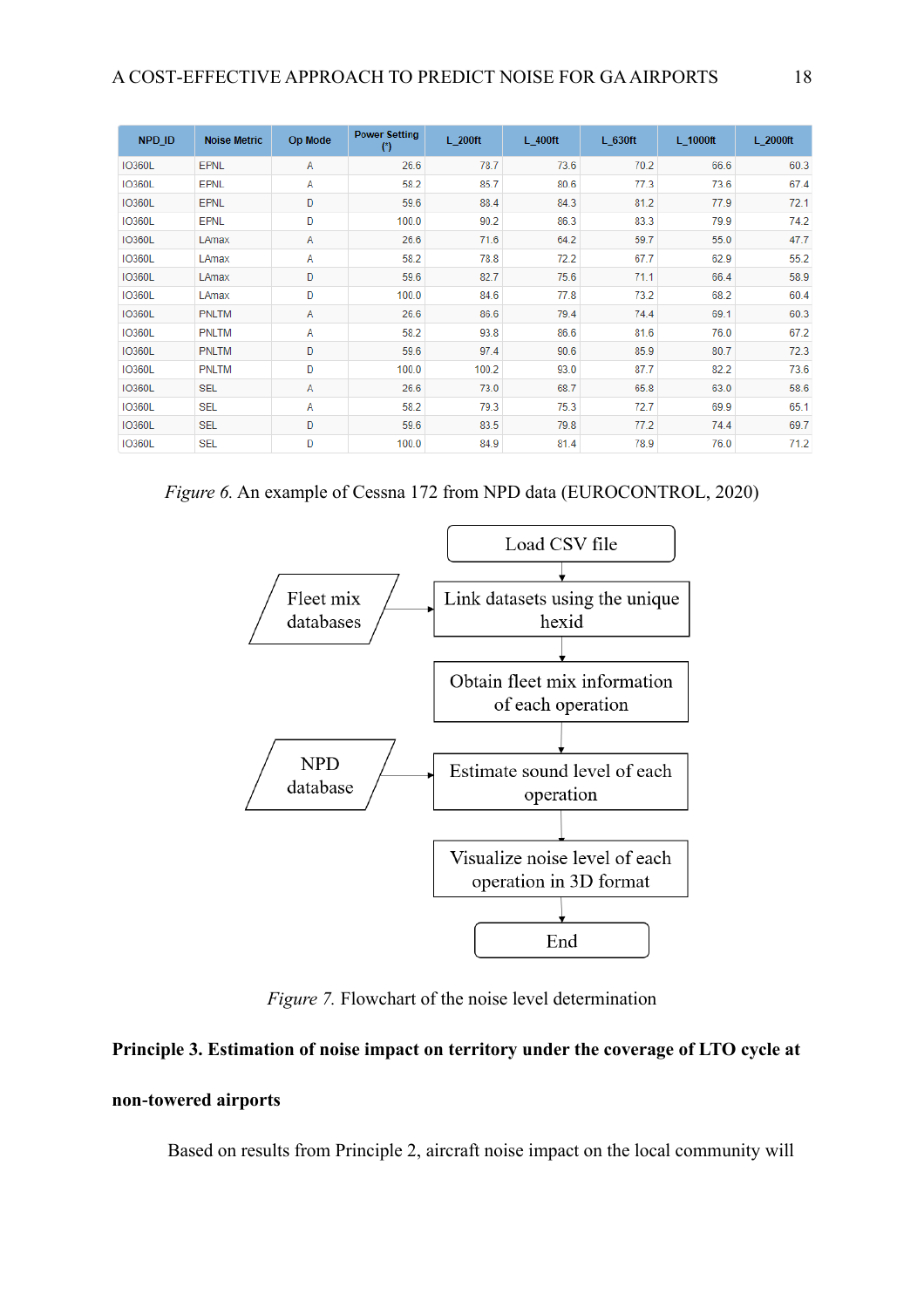| NPD_ID | Noise Metric | Op Mode | Power Setting (°) | L_200ft | L_400ft | L_630ft | L_1000ft | L_2000ft |
|---|---|---|---|---|---|---|---|---|
| IO360L | EPNL | A | 26.6 | 78.7 | 73.6 | 70.2 | 66.6 | 60.3 |
| IO360L | EPNL | A | 58.2 | 85.7 | 80.6 | 77.3 | 73.6 | 67.4 |
| IO360L | EPNL | D | 59.6 | 88.4 | 84.3 | 81.2 | 77.9 | 72.1 |
| IO360L | EPNL | D | 100.0 | 90.2 | 86.3 | 83.3 | 79.9 | 74.2 |
| IO360L | LAmax | A | 26.6 | 71.6 | 64.2 | 59.7 | 55.0 | 47.7 |
| IO360L | LAmax | A | 58.2 | 78.8 | 72.2 | 67.7 | 62.9 | 55.2 |
| IO360L | LAmax | D | 59.6 | 82.7 | 75.6 | 71.1 | 66.4 | 58.9 |
| IO360L | LAmax | D | 100.0 | 84.6 | 77.8 | 73.2 | 68.2 | 60.4 |
| IO360L | PNLTM | A | 26.6 | 86.6 | 79.4 | 74.4 | 69.1 | 60.3 |
| IO360L | PNLTM | A | 58.2 | 93.8 | 86.6 | 81.6 | 76.0 | 67.2 |
| IO360L | PNLTM | D | 59.6 | 97.4 | 90.6 | 85.9 | 80.7 | 72.3 |
| IO360L | PNLTM | D | 100.0 | 100.2 | 93.0 | 87.7 | 82.2 | 73.6 |
| IO360L | SEL | A | 26.6 | 73.0 | 68.7 | 65.8 | 63.0 | 58.6 |
| IO360L | SEL | A | 58.2 | 79.3 | 75.3 | 72.7 | 69.9 | 65.1 |
| IO360L | SEL | D | 59.6 | 83.5 | 79.8 | 77.2 | 74.4 | 69.7 |
| IO360L | SEL | D | 100.0 | 84.9 | 81.4 | 78.9 | 76.0 | 71.2 |

*Figure 6.* An example of Cessna 172 from NPD data (EUROCONTROL, 2020)

```
Load CSV file
  ↓
Link datasets using the unique hexid   ← Fleet mix databases
  ↓
Obtain fleet mix information of each operation
  ↓
Estimate sound level of each operation   ← NPD database
  ↓
Visualize noise level of each operation in 3D format
  ↓
End
```

*Figure 7.* Flowchart of the noise level determination

**Principle 3. Estimation of noise impact on territory under the coverage of LTO cycle at non-towered airports**

Based on results from Principle 2, aircraft noise impact on the local community will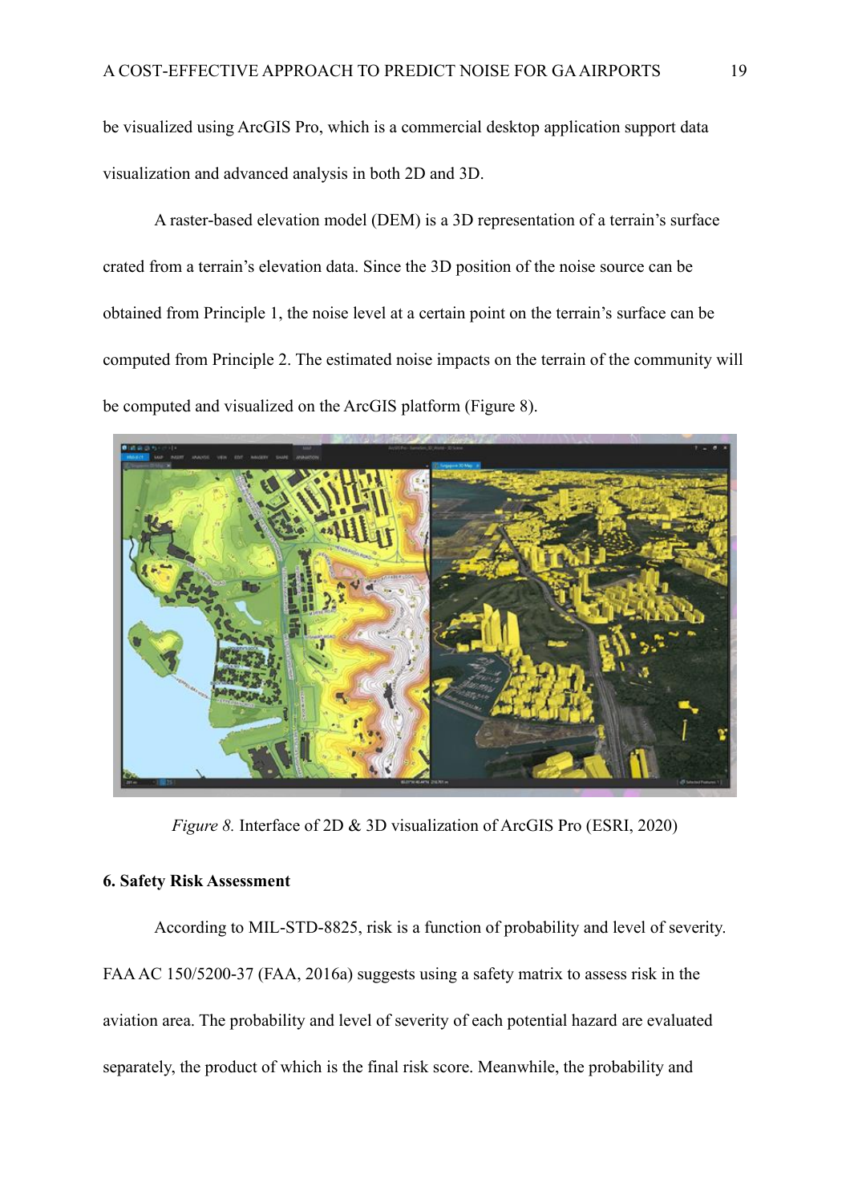be visualized using ArcGIS Pro, which is a commercial desktop application support data visualization and advanced analysis in both 2D and 3D.

A raster-based elevation model (DEM) is a 3D representation of a terrain's surface crated from a terrain's elevation data. Since the 3D position of the noise source can be obtained from Principle 1, the noise level at a certain point on the terrain's surface can be computed from Principle 2. The estimated noise impacts on the terrain of the community will be computed and visualized on the ArcGIS platform (Figure 8).

*Figure 8.* Interface of 2D & 3D visualization of ArcGIS Pro (ESRI, 2020)

**6. Safety Risk Assessment**

According to MIL-STD-8825, risk is a function of probability and level of severity. FAA AC 150/5200-37 (FAA, 2016a) suggests using a safety matrix to assess risk in the aviation area. The probability and level of severity of each potential hazard are evaluated separately, the product of which is the final risk score. Meanwhile, the probability and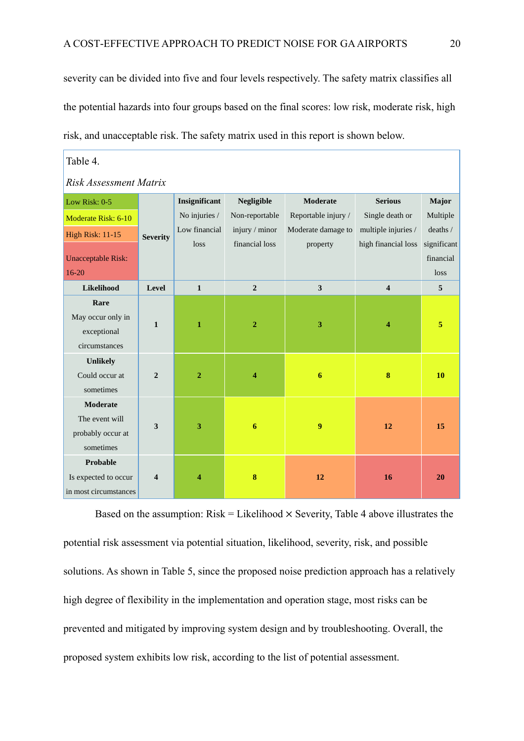severity can be divided into five and four levels respectively. The safety matrix classifies all the potential hazards into four groups based on the final scores: low risk, moderate risk, high risk, and unacceptable risk. The safety matrix used in this report is shown below.

Table 4.

*Risk Assessment Matrix*

| Low Risk: 0-5<br>Moderate Risk: 6-10<br>High Risk: 11-15<br>Unacceptable Risk: 16-20 | Severity | **Insignificant**<br>No injuries / Low financial loss | **Negligible**<br>Non-reportable injury / minor financial loss | **Moderate**<br>Reportable injury / Moderate damage to property | **Serious**<br>Single death or multiple injuries / high financial loss | **Major**<br>Multiple deaths / significant financial loss |
|---|---|---|---|---|---|---|
| **Likelihood** | **Level** | **1** | **2** | **3** | **4** | **5** |
| **Rare**<br>May occur only in exceptional circumstances | **1** | **1** | **2** | **3** | **4** | **5** |
| **Unlikely**<br>Could occur at sometimes | **2** | **2** | **4** | **6** | **8** | **10** |
| **Moderate**<br>The event will probably occur at sometimes | **3** | **3** | **6** | **9** | **12** | **15** |
| **Probable**<br>Is expected to occur in most circumstances | **4** | **4** | **8** | **12** | **16** | **20** |

Based on the assumption: Risk = Likelihood × Severity, Table 4 above illustrates the potential risk assessment via potential situation, likelihood, severity, risk, and possible solutions. As shown in Table 5, since the proposed noise prediction approach has a relatively high degree of flexibility in the implementation and operation stage, most risks can be prevented and mitigated by improving system design and by troubleshooting. Overall, the proposed system exhibits low risk, according to the list of potential assessment.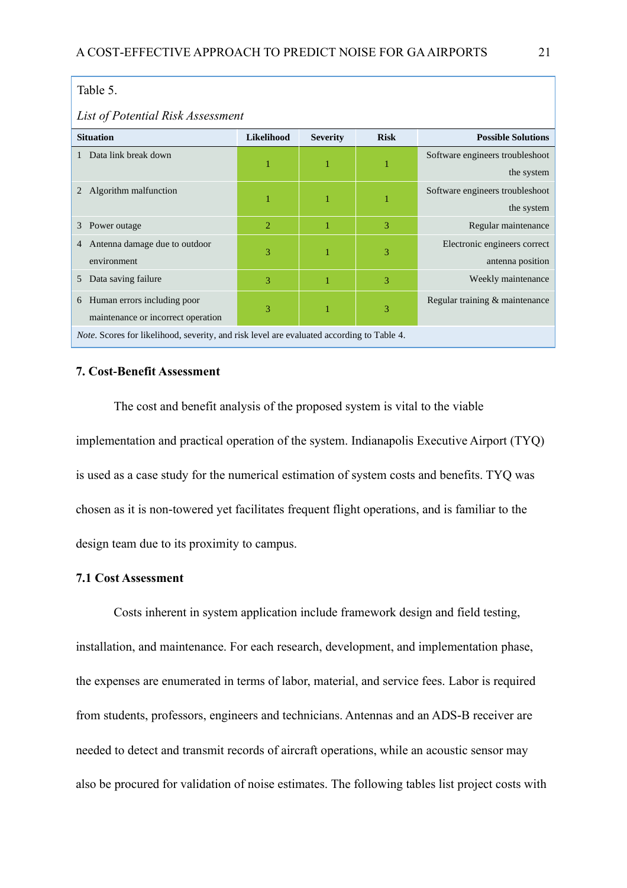Table 5.

*List of Potential Risk Assessment*

| Situation | Likelihood | Severity | Risk | Possible Solutions |
|---|---|---|---|---|
| 1 Data link break down | 1 | 1 | 1 | Software engineers troubleshoot the system |
| 2 Algorithm malfunction | 1 | 1 | 1 | Software engineers troubleshoot the system |
| 3 Power outage | 2 | 1 | 3 | Regular maintenance |
| 4 Antenna damage due to outdoor environment | 3 | 1 | 3 | Electronic engineers correct antenna position |
| 5 Data saving failure | 3 | 1 | 3 | Weekly maintenance |
| 6 Human errors including poor maintenance or incorrect operation | 3 | 1 | 3 | Regular training & maintenance |

*Note*. Scores for likelihood, severity, and risk level are evaluated according to Table 4.

## 7. Cost-Benefit Assessment

The cost and benefit analysis of the proposed system is vital to the viable implementation and practical operation of the system. Indianapolis Executive Airport (TYQ) is used as a case study for the numerical estimation of system costs and benefits. TYQ was chosen as it is non-towered yet facilitates frequent flight operations, and is familiar to the design team due to its proximity to campus.

### 7.1 Cost Assessment

Costs inherent in system application include framework design and field testing, installation, and maintenance. For each research, development, and implementation phase, the expenses are enumerated in terms of labor, material, and service fees. Labor is required from students, professors, engineers and technicians. Antennas and an ADS-B receiver are needed to detect and transmit records of aircraft operations, while an acoustic sensor may also be procured for validation of noise estimates. The following tables list project costs with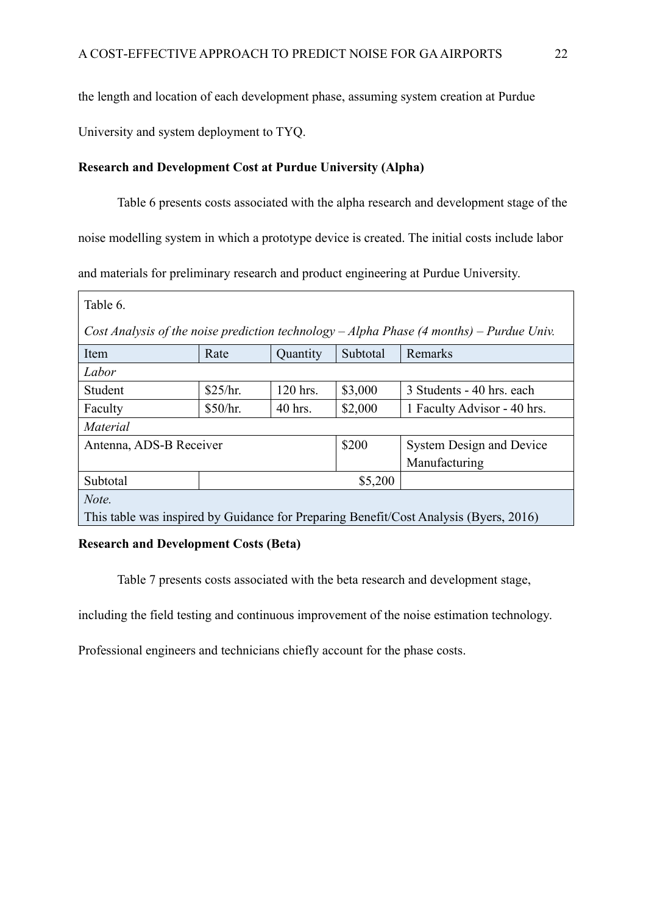the length and location of each development phase, assuming system creation at Purdue University and system deployment to TYQ.

**Research and Development Cost at Purdue University (Alpha)**

Table 6 presents costs associated with the alpha research and development stage of the noise modelling system in which a prototype device is created. The initial costs include labor and materials for preliminary research and product engineering at Purdue University.

Table 6.

*Cost Analysis of the noise prediction technology – Alpha Phase (4 months) – Purdue Univ.*

| Item | Rate | Quantity | Subtotal | Remarks |
|---|---|---|---|---|
| *Labor* | | | | |
| Student | $25/hr. | 120 hrs. | $3,000 | 3 Students - 40 hrs. each |
| Faculty | $50/hr. | 40 hrs. | $2,000 | 1 Faculty Advisor - 40 hrs. |
| *Material* | | | | |
| Antenna, ADS-B Receiver | | | $200 | System Design and Device Manufacturing |
| Subtotal | | | $5,200 | |

*Note.*
This table was inspired by Guidance for Preparing Benefit/Cost Analysis (Byers, 2016)

**Research and Development Costs (Beta)**

Table 7 presents costs associated with the beta research and development stage, including the field testing and continuous improvement of the noise estimation technology. Professional engineers and technicians chiefly account for the phase costs.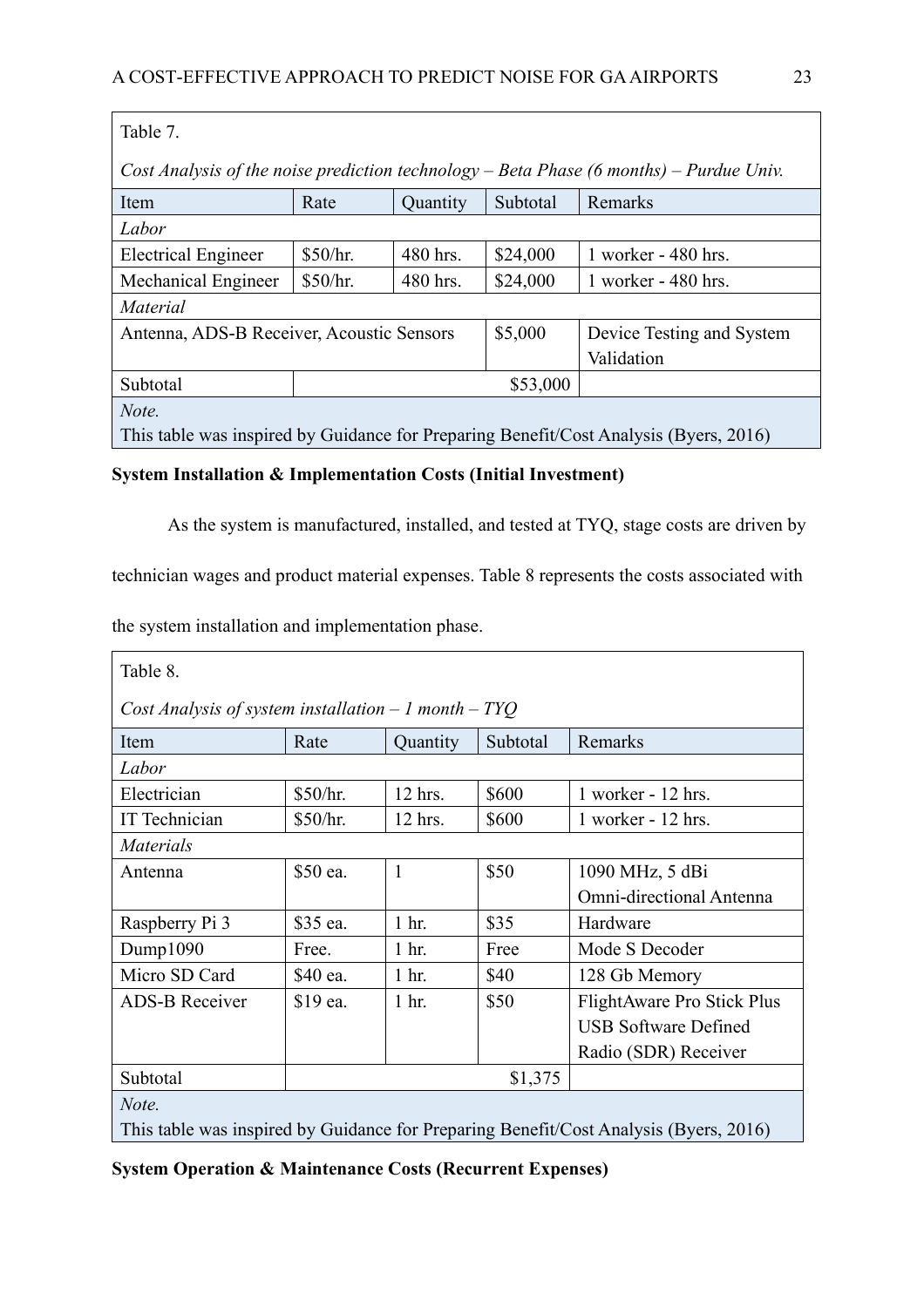Table 7.

*Cost Analysis of the noise prediction technology – Beta Phase (6 months) – Purdue Univ.*

| Item | Rate | Quantity | Subtotal | Remarks |
|---|---|---|---|---|
| *Labor* | | | | |
| Electrical Engineer | $50/hr. | 480 hrs. | $24,000 | 1 worker - 480 hrs. |
| Mechanical Engineer | $50/hr. | 480 hrs. | $24,000 | 1 worker - 480 hrs. |
| *Material* | | | | |
| Antenna, ADS-B Receiver, Acoustic Sensors | | | $5,000 | Device Testing and System Validation |
| Subtotal | | | $53,000 | |
| *Note.* This table was inspired by Guidance for Preparing Benefit/Cost Analysis (Byers, 2016) | | | | |

**System Installation & Implementation Costs (Initial Investment)**

As the system is manufactured, installed, and tested at TYQ, stage costs are driven by technician wages and product material expenses. Table 8 represents the costs associated with the system installation and implementation phase.

Table 8.

*Cost Analysis of system installation – 1 month – TYQ*

| Item | Rate | Quantity | Subtotal | Remarks |
|---|---|---|---|---|
| *Labor* | | | | |
| Electrician | $50/hr. | 12 hrs. | $600 | 1 worker - 12 hrs. |
| IT Technician | $50/hr. | 12 hrs. | $600 | 1 worker - 12 hrs. |
| *Materials* | | | | |
| Antenna | $50 ea. | 1 | $50 | 1090 MHz, 5 dBi Omni-directional Antenna |
| Raspberry Pi 3 | $35 ea. | 1 hr. | $35 | Hardware |
| Dump1090 | Free. | 1 hr. | Free | Mode S Decoder |
| Micro SD Card | $40 ea. | 1 hr. | $40 | 128 Gb Memory |
| ADS-B Receiver | $19 ea. | 1 hr. | $50 | FlightAware Pro Stick Plus USB Software Defined Radio (SDR) Receiver |
| Subtotal | | | $1,375 | |
| *Note.* This table was inspired by Guidance for Preparing Benefit/Cost Analysis (Byers, 2016) | | | | |

**System Operation & Maintenance Costs (Recurrent Expenses)**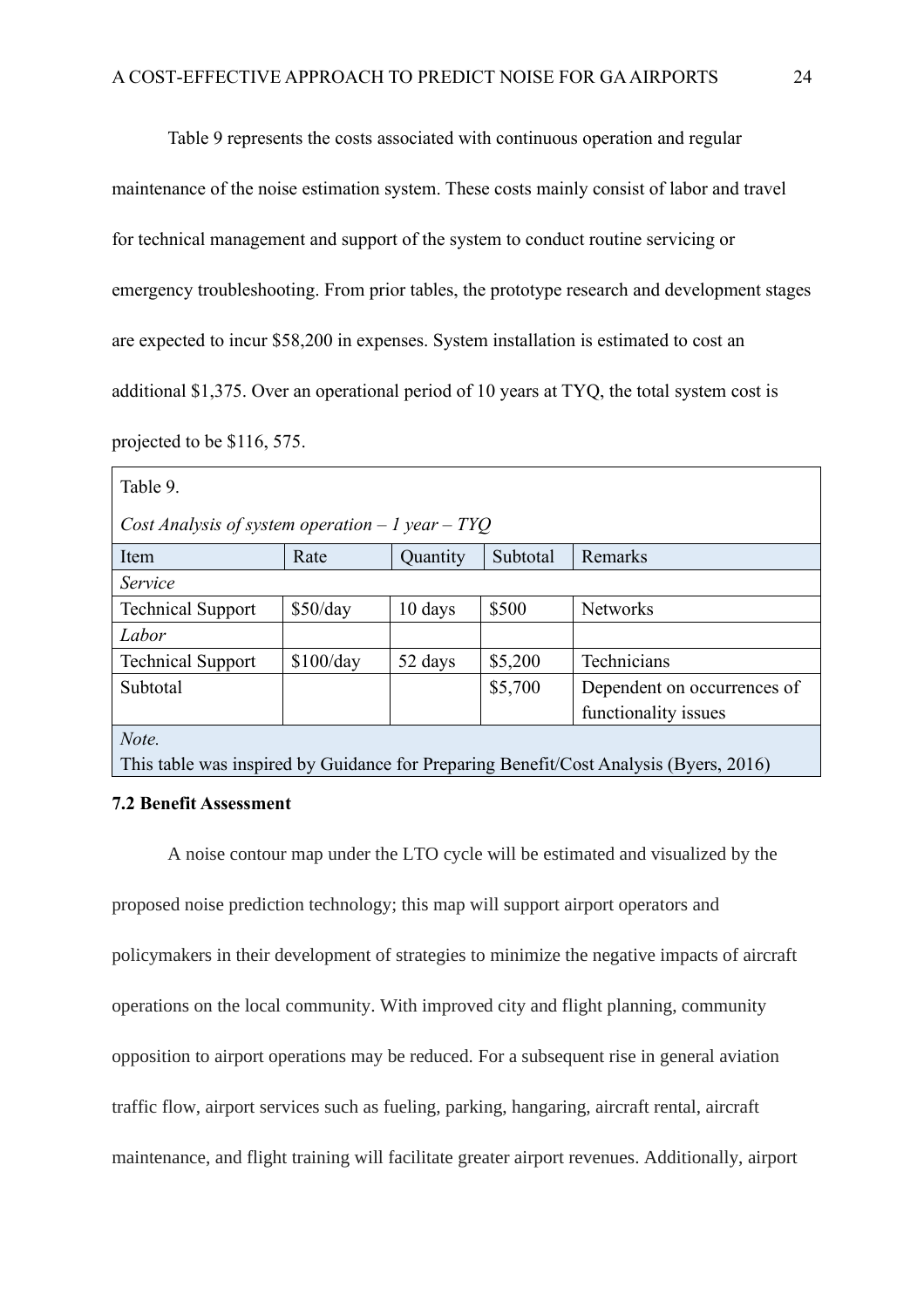Table 9 represents the costs associated with continuous operation and regular maintenance of the noise estimation system. These costs mainly consist of labor and travel for technical management and support of the system to conduct routine servicing or emergency troubleshooting. From prior tables, the prototype research and development stages are expected to incur $58,200 in expenses. System installation is estimated to cost an additional $1,375. Over an operational period of 10 years at TYQ, the total system cost is projected to be $116, 575.

Table 9.

*Cost Analysis of system operation – 1 year – TYQ*

| Item | Rate | Quantity | Subtotal | Remarks |
|---|---|---|---|---|
| *Service* | | | | |
| Technical Support | $50/day | 10 days | $500 | Networks |
| *Labor* | | | | |
| Technical Support | $100/day | 52 days | $5,200 | Technicians |
| Subtotal | | | $5,700 | Dependent on occurrences of functionality issues |

*Note.*
This table was inspired by Guidance for Preparing Benefit/Cost Analysis (Byers, 2016)

**7.2 Benefit Assessment**

A noise contour map under the LTO cycle will be estimated and visualized by the proposed noise prediction technology; this map will support airport operators and policymakers in their development of strategies to minimize the negative impacts of aircraft operations on the local community. With improved city and flight planning, community opposition to airport operations may be reduced. For a subsequent rise in general aviation traffic flow, airport services such as fueling, parking, hangaring, aircraft rental, aircraft maintenance, and flight training will facilitate greater airport revenues. Additionally, airport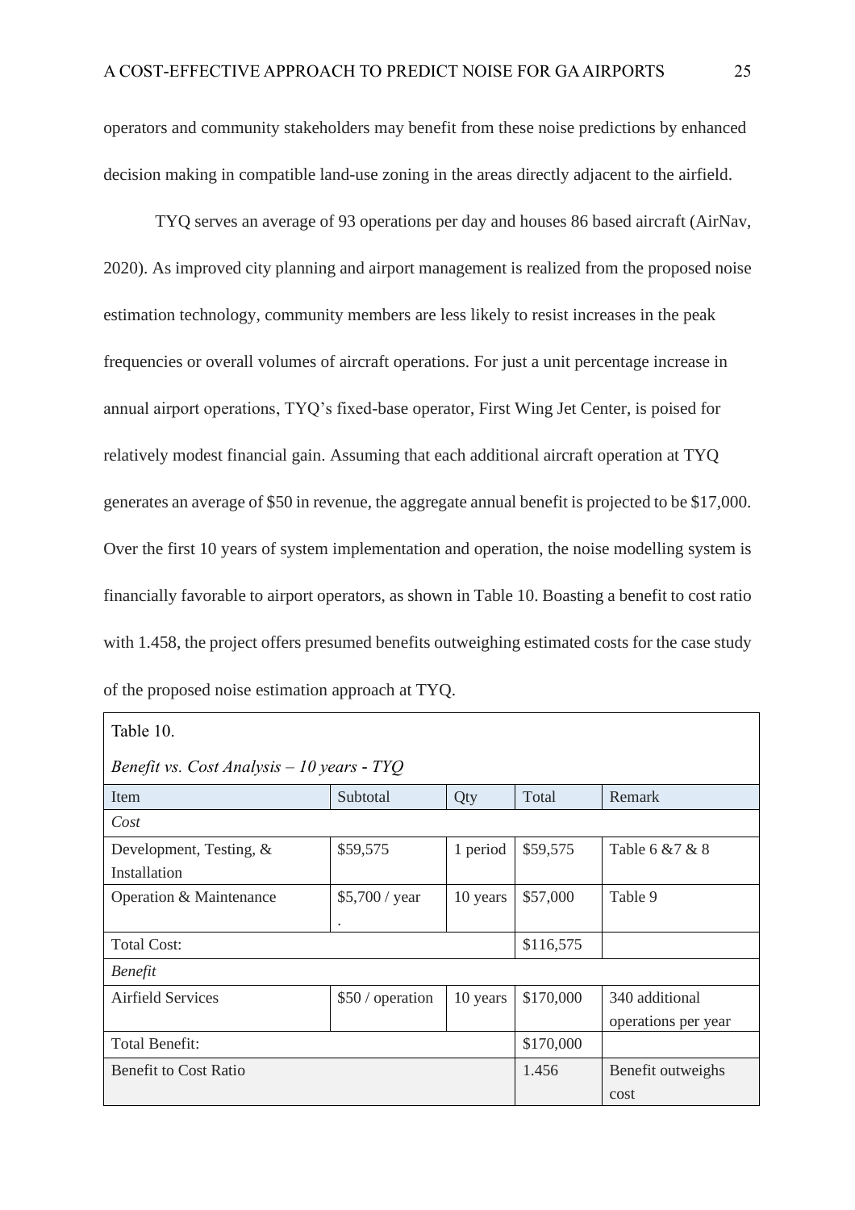operators and community stakeholders may benefit from these noise predictions by enhanced decision making in compatible land-use zoning in the areas directly adjacent to the airfield.

TYQ serves an average of 93 operations per day and houses 86 based aircraft (AirNav, 2020). As improved city planning and airport management is realized from the proposed noise estimation technology, community members are less likely to resist increases in the peak frequencies or overall volumes of aircraft operations. For just a unit percentage increase in annual airport operations, TYQ's fixed-base operator, First Wing Jet Center, is poised for relatively modest financial gain. Assuming that each additional aircraft operation at TYQ generates an average of $50 in revenue, the aggregate annual benefit is projected to be $17,000. Over the first 10 years of system implementation and operation, the noise modelling system is financially favorable to airport operators, as shown in Table 10. Boasting a benefit to cost ratio with 1.458, the project offers presumed benefits outweighing estimated costs for the case study of the proposed noise estimation approach at TYQ.

Table 10.

*Benefit vs. Cost Analysis – 10 years - TYQ*

| Item | Subtotal | Qty | Total | Remark |
|---|---|---|---|---|
| *Cost* | | | | |
| Development, Testing, & Installation | $59,575 | 1 period | $59,575 | Table 6 &7 & 8 |
| Operation & Maintenance | $5,700 / year . | 10 years | $57,000 | Table 9 |
| Total Cost: | | | $116,575 | |
| *Benefit* | | | | |
| Airfield Services | $50 / operation | 10 years | $170,000 | 340 additional operations per year |
| Total Benefit: | | | $170,000 | |
| Benefit to Cost Ratio | | | 1.456 | Benefit outweighs cost |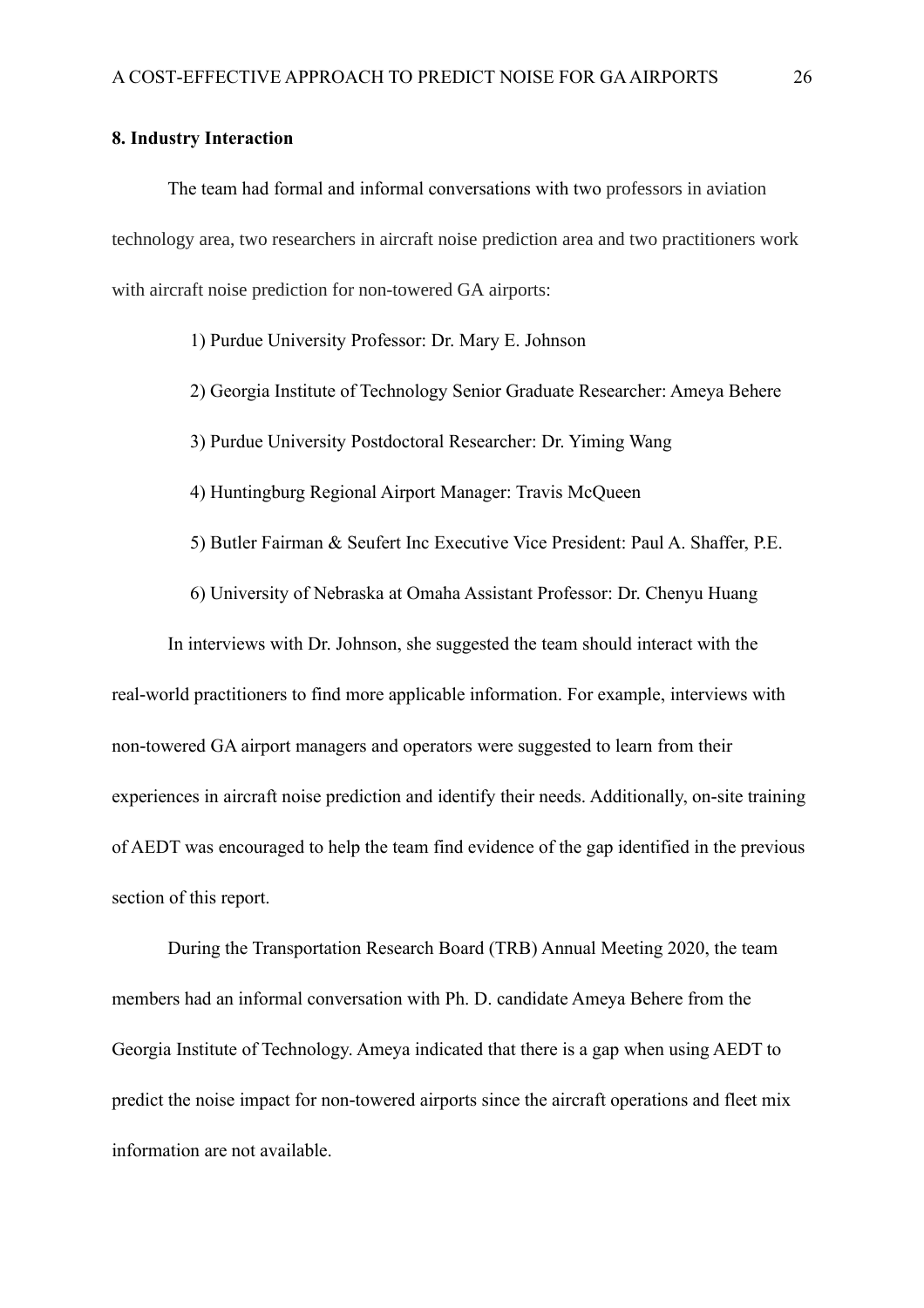## 8. Industry Interaction

The team had formal and informal conversations with two professors in aviation technology area, two researchers in aircraft noise prediction area and two practitioners work with aircraft noise prediction for non-towered GA airports:

1) Purdue University Professor: Dr. Mary E. Johnson

2) Georgia Institute of Technology Senior Graduate Researcher: Ameya Behere

3) Purdue University Postdoctoral Researcher: Dr. Yiming Wang

4) Huntingburg Regional Airport Manager: Travis McQueen

5) Butler Fairman & Seufert Inc Executive Vice President: Paul A. Shaffer, P.E.

6) University of Nebraska at Omaha Assistant Professor: Dr. Chenyu Huang

In interviews with Dr. Johnson, she suggested the team should interact with the real-world practitioners to find more applicable information. For example, interviews with non-towered GA airport managers and operators were suggested to learn from their experiences in aircraft noise prediction and identify their needs. Additionally, on-site training of AEDT was encouraged to help the team find evidence of the gap identified in the previous section of this report.

During the Transportation Research Board (TRB) Annual Meeting 2020, the team members had an informal conversation with Ph. D. candidate Ameya Behere from the Georgia Institute of Technology. Ameya indicated that there is a gap when using AEDT to predict the noise impact for non-towered airports since the aircraft operations and fleet mix information are not available.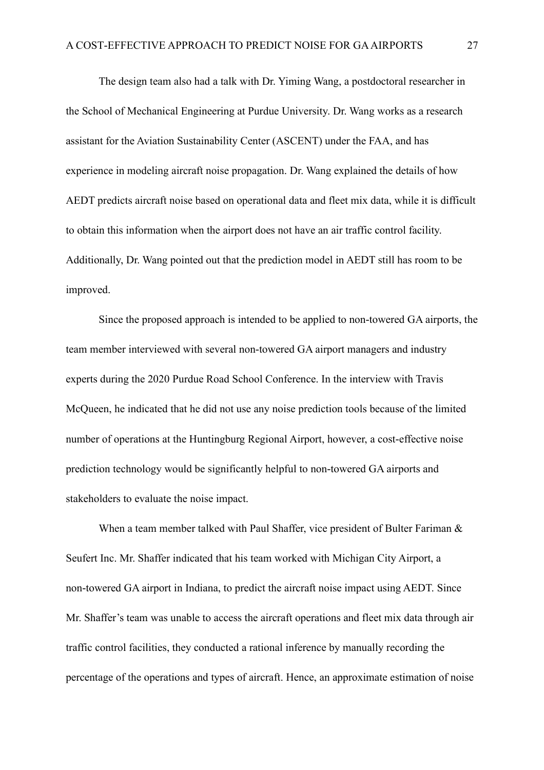The design team also had a talk with Dr. Yiming Wang, a postdoctoral researcher in the School of Mechanical Engineering at Purdue University. Dr. Wang works as a research assistant for the Aviation Sustainability Center (ASCENT) under the FAA, and has experience in modeling aircraft noise propagation. Dr. Wang explained the details of how AEDT predicts aircraft noise based on operational data and fleet mix data, while it is difficult to obtain this information when the airport does not have an air traffic control facility. Additionally, Dr. Wang pointed out that the prediction model in AEDT still has room to be improved.

Since the proposed approach is intended to be applied to non-towered GA airports, the team member interviewed with several non-towered GA airport managers and industry experts during the 2020 Purdue Road School Conference. In the interview with Travis McQueen, he indicated that he did not use any noise prediction tools because of the limited number of operations at the Huntingburg Regional Airport, however, a cost-effective noise prediction technology would be significantly helpful to non-towered GA airports and stakeholders to evaluate the noise impact.

When a team member talked with Paul Shaffer, vice president of Bulter Fariman & Seufert Inc. Mr. Shaffer indicated that his team worked with Michigan City Airport, a non-towered GA airport in Indiana, to predict the aircraft noise impact using AEDT. Since Mr. Shaffer's team was unable to access the aircraft operations and fleet mix data through air traffic control facilities, they conducted a rational inference by manually recording the percentage of the operations and types of aircraft. Hence, an approximate estimation of noise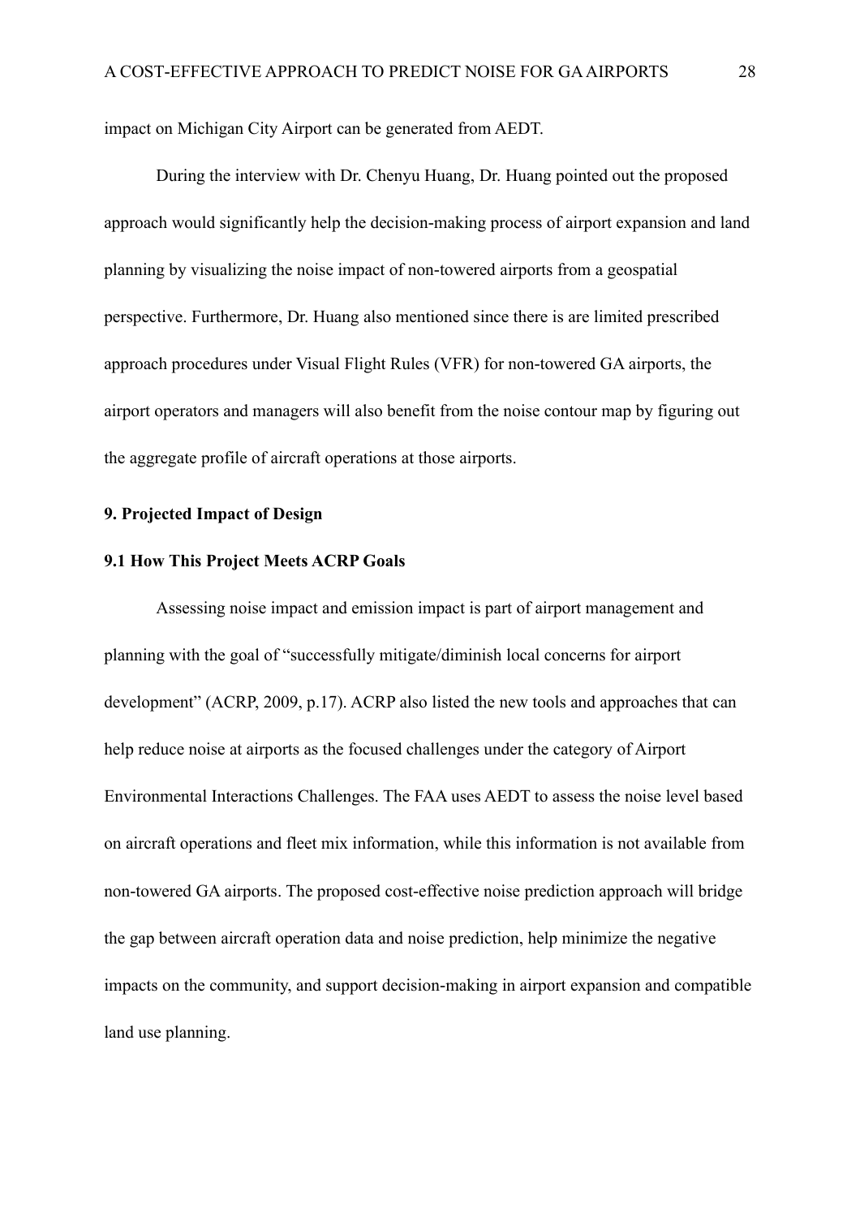impact on Michigan City Airport can be generated from AEDT.

During the interview with Dr. Chenyu Huang, Dr. Huang pointed out the proposed approach would significantly help the decision-making process of airport expansion and land planning by visualizing the noise impact of non-towered airports from a geospatial perspective. Furthermore, Dr. Huang also mentioned since there is are limited prescribed approach procedures under Visual Flight Rules (VFR) for non-towered GA airports, the airport operators and managers will also benefit from the noise contour map by figuring out the aggregate profile of aircraft operations at those airports.

## 9. Projected Impact of Design

### 9.1 How This Project Meets ACRP Goals

Assessing noise impact and emission impact is part of airport management and planning with the goal of "successfully mitigate/diminish local concerns for airport development" (ACRP, 2009, p.17). ACRP also listed the new tools and approaches that can help reduce noise at airports as the focused challenges under the category of Airport Environmental Interactions Challenges. The FAA uses AEDT to assess the noise level based on aircraft operations and fleet mix information, while this information is not available from non-towered GA airports. The proposed cost-effective noise prediction approach will bridge the gap between aircraft operation data and noise prediction, help minimize the negative impacts on the community, and support decision-making in airport expansion and compatible land use planning.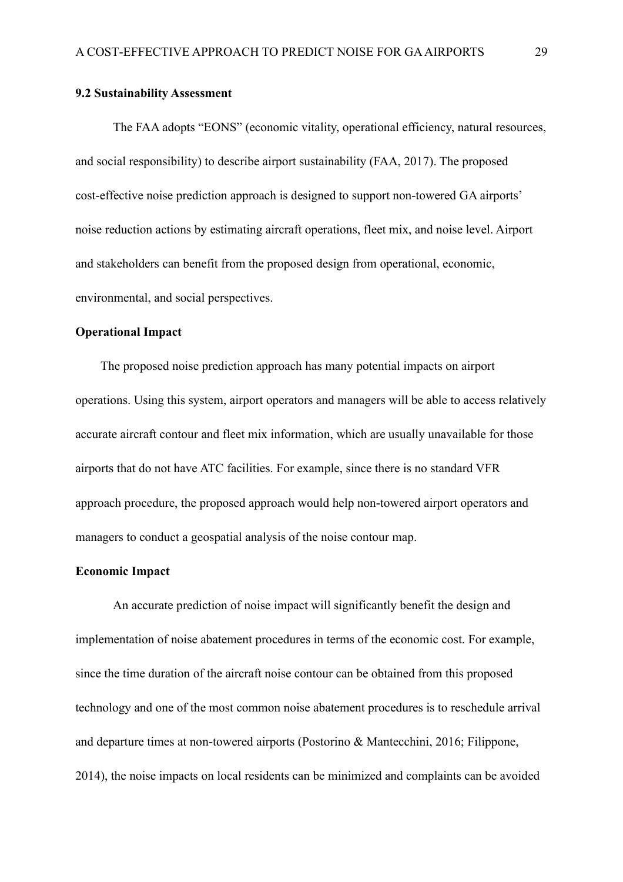## 9.2 Sustainability Assessment

The FAA adopts "EONS" (economic vitality, operational efficiency, natural resources, and social responsibility) to describe airport sustainability (FAA, 2017). The proposed cost-effective noise prediction approach is designed to support non-towered GA airports' noise reduction actions by estimating aircraft operations, fleet mix, and noise level. Airport and stakeholders can benefit from the proposed design from operational, economic, environmental, and social perspectives.

### Operational Impact

The proposed noise prediction approach has many potential impacts on airport operations. Using this system, airport operators and managers will be able to access relatively accurate aircraft contour and fleet mix information, which are usually unavailable for those airports that do not have ATC facilities. For example, since there is no standard VFR approach procedure, the proposed approach would help non-towered airport operators and managers to conduct a geospatial analysis of the noise contour map.

### Economic Impact

An accurate prediction of noise impact will significantly benefit the design and implementation of noise abatement procedures in terms of the economic cost. For example, since the time duration of the aircraft noise contour can be obtained from this proposed technology and one of the most common noise abatement procedures is to reschedule arrival and departure times at non-towered airports (Postorino & Mantecchini, 2016; Filippone, 2014), the noise impacts on local residents can be minimized and complaints can be avoided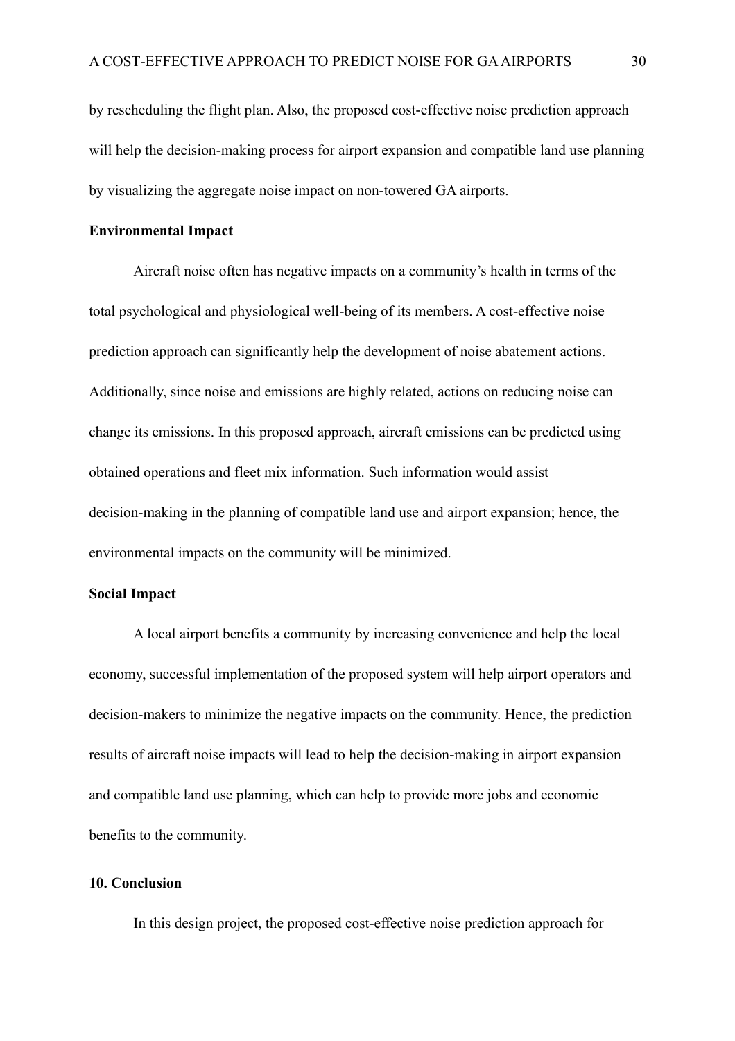by rescheduling the flight plan. Also, the proposed cost-effective noise prediction approach will help the decision-making process for airport expansion and compatible land use planning by visualizing the aggregate noise impact on non-towered GA airports.

### Environmental Impact

Aircraft noise often has negative impacts on a community's health in terms of the total psychological and physiological well-being of its members. A cost-effective noise prediction approach can significantly help the development of noise abatement actions. Additionally, since noise and emissions are highly related, actions on reducing noise can change its emissions. In this proposed approach, aircraft emissions can be predicted using obtained operations and fleet mix information. Such information would assist decision-making in the planning of compatible land use and airport expansion; hence, the environmental impacts on the community will be minimized.

### Social Impact

A local airport benefits a community by increasing convenience and help the local economy, successful implementation of the proposed system will help airport operators and decision-makers to minimize the negative impacts on the community. Hence, the prediction results of aircraft noise impacts will lead to help the decision-making in airport expansion and compatible land use planning, which can help to provide more jobs and economic benefits to the community.

## 10. Conclusion

In this design project, the proposed cost-effective noise prediction approach for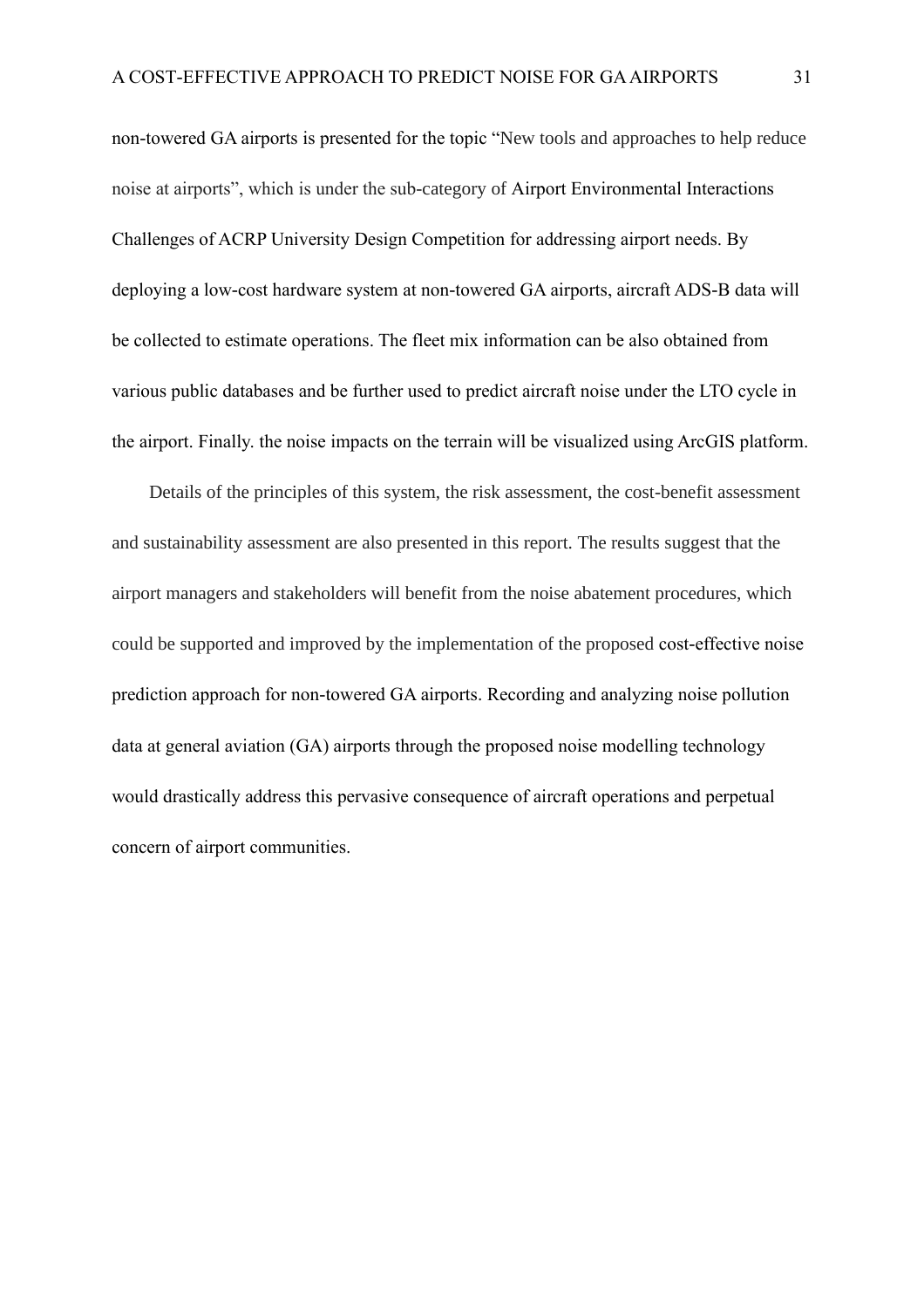non-towered GA airports is presented for the topic "New tools and approaches to help reduce noise at airports", which is under the sub-category of Airport Environmental Interactions Challenges of ACRP University Design Competition for addressing airport needs. By deploying a low-cost hardware system at non-towered GA airports, aircraft ADS-B data will be collected to estimate operations. The fleet mix information can be also obtained from various public databases and be further used to predict aircraft noise under the LTO cycle in the airport. Finally. the noise impacts on the terrain will be visualized using ArcGIS platform.

Details of the principles of this system, the risk assessment, the cost-benefit assessment and sustainability assessment are also presented in this report. The results suggest that the airport managers and stakeholders will benefit from the noise abatement procedures, which could be supported and improved by the implementation of the proposed cost-effective noise prediction approach for non-towered GA airports. Recording and analyzing noise pollution data at general aviation (GA) airports through the proposed noise modelling technology would drastically address this pervasive consequence of aircraft operations and perpetual concern of airport communities.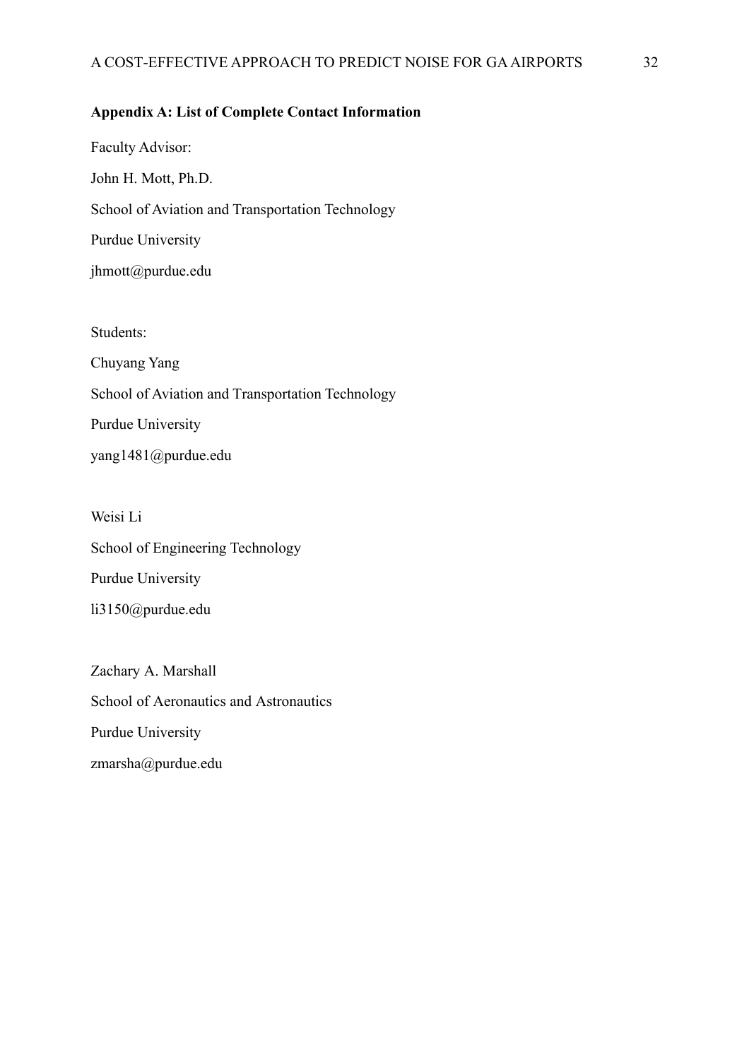## Appendix A: List of Complete Contact Information

Faculty Advisor:

John H. Mott, Ph.D.

School of Aviation and Transportation Technology

Purdue University

jhmott@purdue.edu

Students:

Chuyang Yang

School of Aviation and Transportation Technology

Purdue University

yang1481@purdue.edu

Weisi Li

School of Engineering Technology

Purdue University

li3150@purdue.edu

Zachary A. Marshall

School of Aeronautics and Astronautics

Purdue University

zmarsha@purdue.edu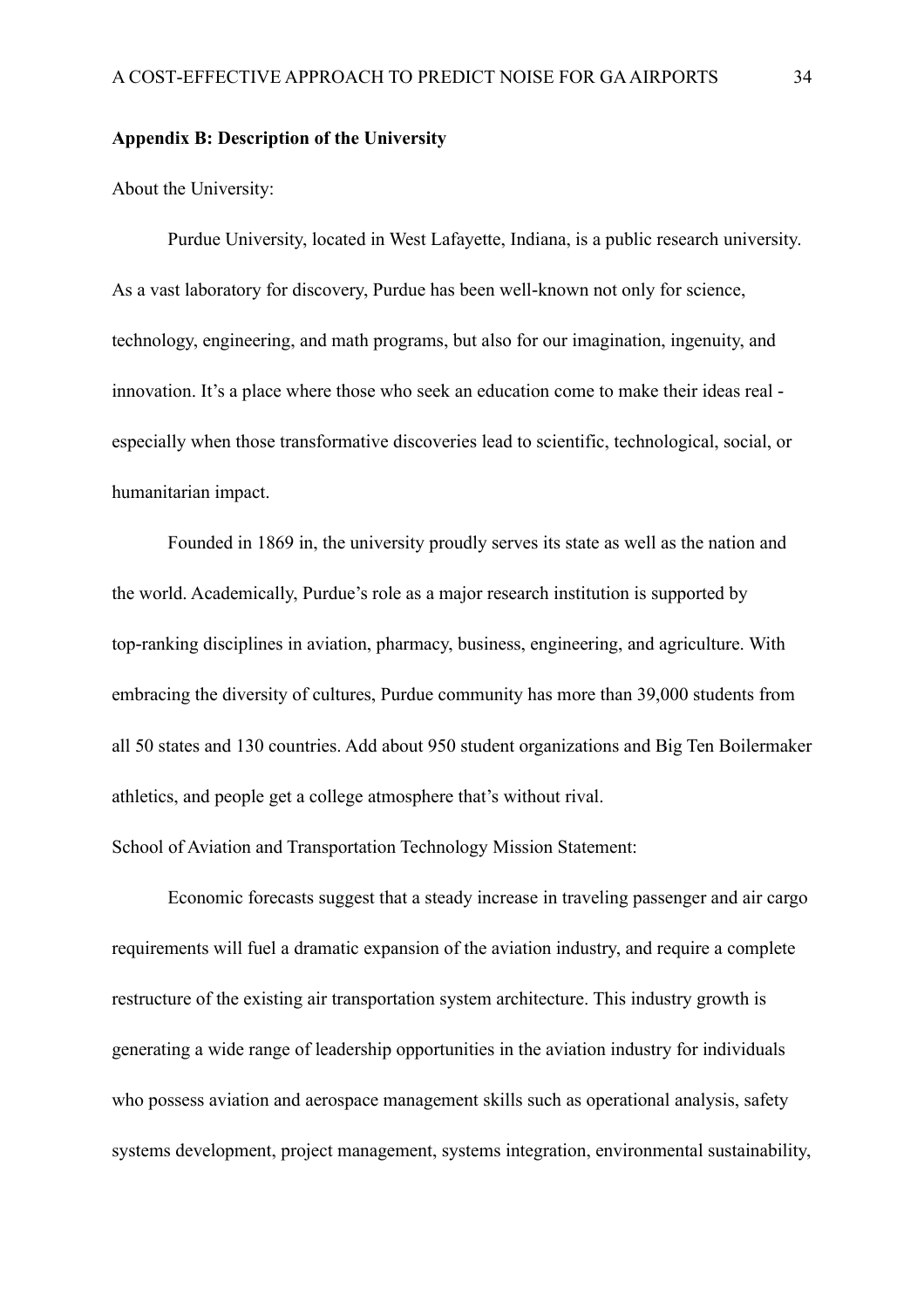**Appendix B: Description of the University**

About the University:

Purdue University, located in West Lafayette, Indiana, is a public research university. As a vast laboratory for discovery, Purdue has been well-known not only for science, technology, engineering, and math programs, but also for our imagination, ingenuity, and innovation. It's a place where those who seek an education come to make their ideas real - especially when those transformative discoveries lead to scientific, technological, social, or humanitarian impact.

Founded in 1869 in, the university proudly serves its state as well as the nation and the world. Academically, Purdue's role as a major research institution is supported by top-ranking disciplines in aviation, pharmacy, business, engineering, and agriculture. With embracing the diversity of cultures, Purdue community has more than 39,000 students from all 50 states and 130 countries. Add about 950 student organizations and Big Ten Boilermaker athletics, and people get a college atmosphere that's without rival.

School of Aviation and Transportation Technology Mission Statement:

Economic forecasts suggest that a steady increase in traveling passenger and air cargo requirements will fuel a dramatic expansion of the aviation industry, and require a complete restructure of the existing air transportation system architecture. This industry growth is generating a wide range of leadership opportunities in the aviation industry for individuals who possess aviation and aerospace management skills such as operational analysis, safety systems development, project management, systems integration, environmental sustainability,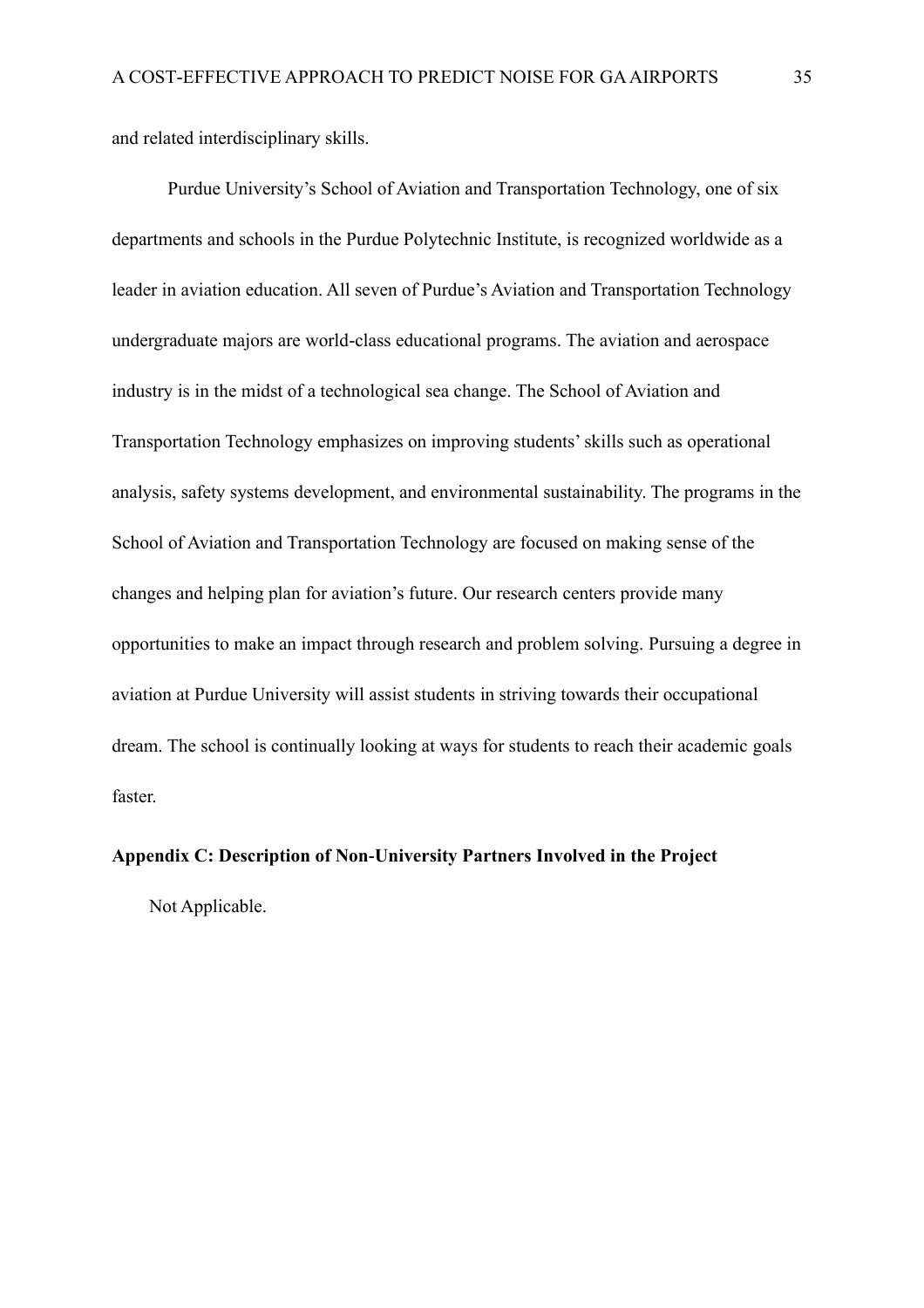and related interdisciplinary skills.

Purdue University's School of Aviation and Transportation Technology, one of six departments and schools in the Purdue Polytechnic Institute, is recognized worldwide as a leader in aviation education. All seven of Purdue's Aviation and Transportation Technology undergraduate majors are world-class educational programs. The aviation and aerospace industry is in the midst of a technological sea change. The School of Aviation and Transportation Technology emphasizes on improving students' skills such as operational analysis, safety systems development, and environmental sustainability. The programs in the School of Aviation and Transportation Technology are focused on making sense of the changes and helping plan for aviation's future. Our research centers provide many opportunities to make an impact through research and problem solving. Pursuing a degree in aviation at Purdue University will assist students in striving towards their occupational dream. The school is continually looking at ways for students to reach their academic goals faster.

**Appendix C: Description of Non-University Partners Involved in the Project**

Not Applicable.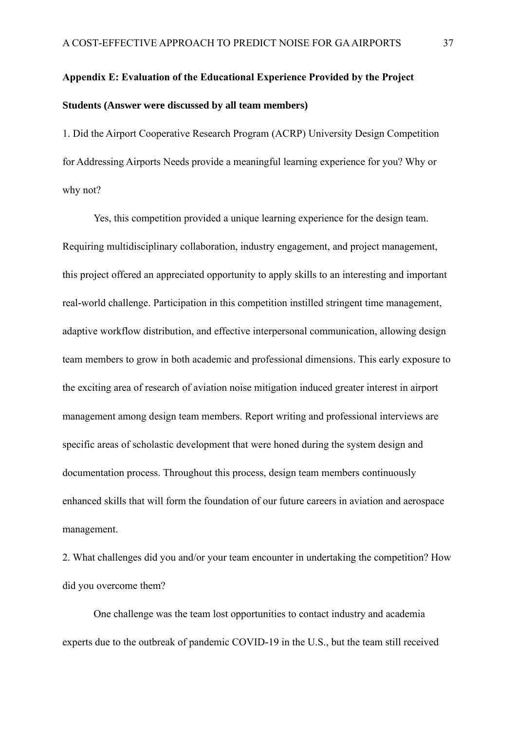## Appendix E: Evaluation of the Educational Experience Provided by the Project

### Students (Answer were discussed by all team members)

1. Did the Airport Cooperative Research Program (ACRP) University Design Competition for Addressing Airports Needs provide a meaningful learning experience for you? Why or why not?

Yes, this competition provided a unique learning experience for the design team. Requiring multidisciplinary collaboration, industry engagement, and project management, this project offered an appreciated opportunity to apply skills to an interesting and important real-world challenge. Participation in this competition instilled stringent time management, adaptive workflow distribution, and effective interpersonal communication, allowing design team members to grow in both academic and professional dimensions. This early exposure to the exciting area of research of aviation noise mitigation induced greater interest in airport management among design team members. Report writing and professional interviews are specific areas of scholastic development that were honed during the system design and documentation process. Throughout this process, design team members continuously enhanced skills that will form the foundation of our future careers in aviation and aerospace management.

2. What challenges did you and/or your team encounter in undertaking the competition? How did you overcome them?

One challenge was the team lost opportunities to contact industry and academia experts due to the outbreak of pandemic COVID-19 in the U.S., but the team still received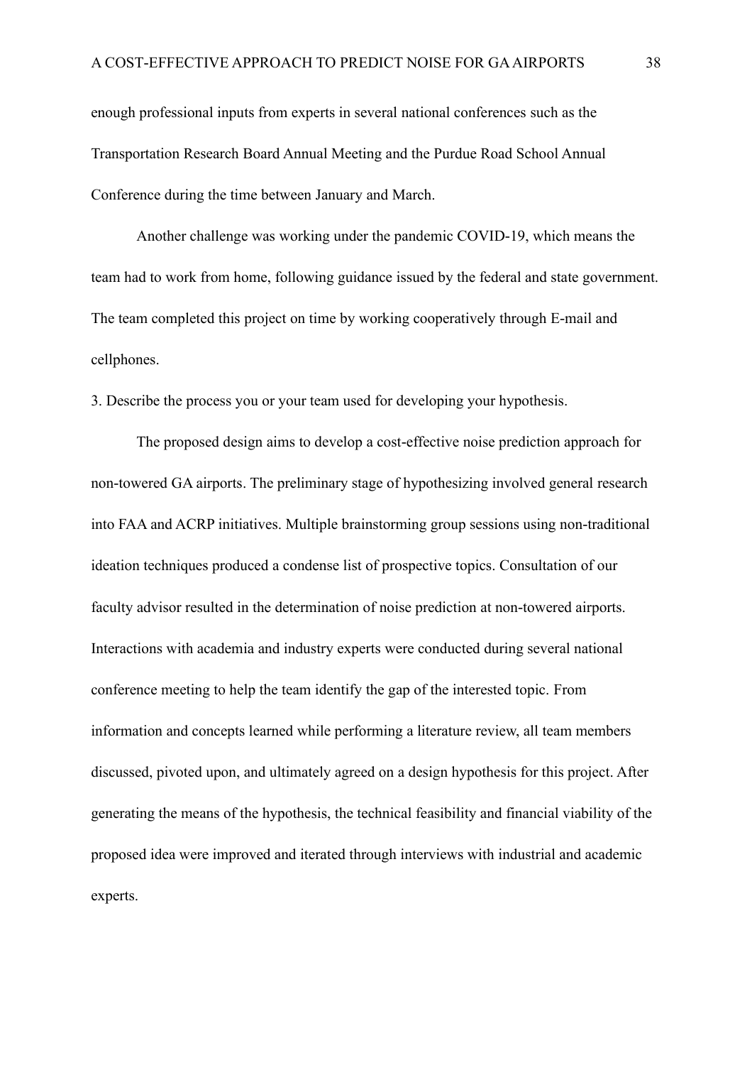enough professional inputs from experts in several national conferences such as the Transportation Research Board Annual Meeting and the Purdue Road School Annual Conference during the time between January and March.

Another challenge was working under the pandemic COVID-19, which means the team had to work from home, following guidance issued by the federal and state government. The team completed this project on time by working cooperatively through E-mail and cellphones.

3. Describe the process you or your team used for developing your hypothesis.

The proposed design aims to develop a cost-effective noise prediction approach for non-towered GA airports. The preliminary stage of hypothesizing involved general research into FAA and ACRP initiatives. Multiple brainstorming group sessions using non-traditional ideation techniques produced a condense list of prospective topics. Consultation of our faculty advisor resulted in the determination of noise prediction at non-towered airports. Interactions with academia and industry experts were conducted during several national conference meeting to help the team identify the gap of the interested topic. From information and concepts learned while performing a literature review, all team members discussed, pivoted upon, and ultimately agreed on a design hypothesis for this project. After generating the means of the hypothesis, the technical feasibility and financial viability of the proposed idea were improved and iterated through interviews with industrial and academic experts.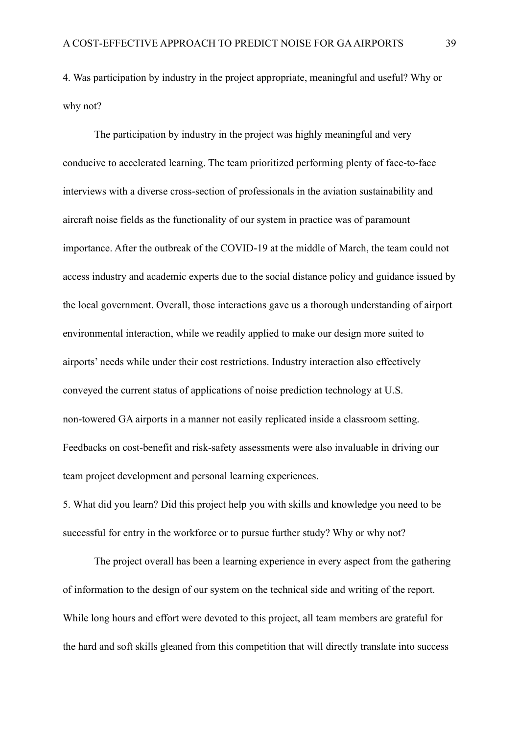4. Was participation by industry in the project appropriate, meaningful and useful? Why or why not?

The participation by industry in the project was highly meaningful and very conducive to accelerated learning. The team prioritized performing plenty of face-to-face interviews with a diverse cross-section of professionals in the aviation sustainability and aircraft noise fields as the functionality of our system in practice was of paramount importance. After the outbreak of the COVID-19 at the middle of March, the team could not access industry and academic experts due to the social distance policy and guidance issued by the local government. Overall, those interactions gave us a thorough understanding of airport environmental interaction, while we readily applied to make our design more suited to airports' needs while under their cost restrictions. Industry interaction also effectively conveyed the current status of applications of noise prediction technology at U.S. non-towered GA airports in a manner not easily replicated inside a classroom setting. Feedbacks on cost-benefit and risk-safety assessments were also invaluable in driving our team project development and personal learning experiences.

5. What did you learn? Did this project help you with skills and knowledge you need to be successful for entry in the workforce or to pursue further study? Why or why not?

The project overall has been a learning experience in every aspect from the gathering of information to the design of our system on the technical side and writing of the report. While long hours and effort were devoted to this project, all team members are grateful for the hard and soft skills gleaned from this competition that will directly translate into success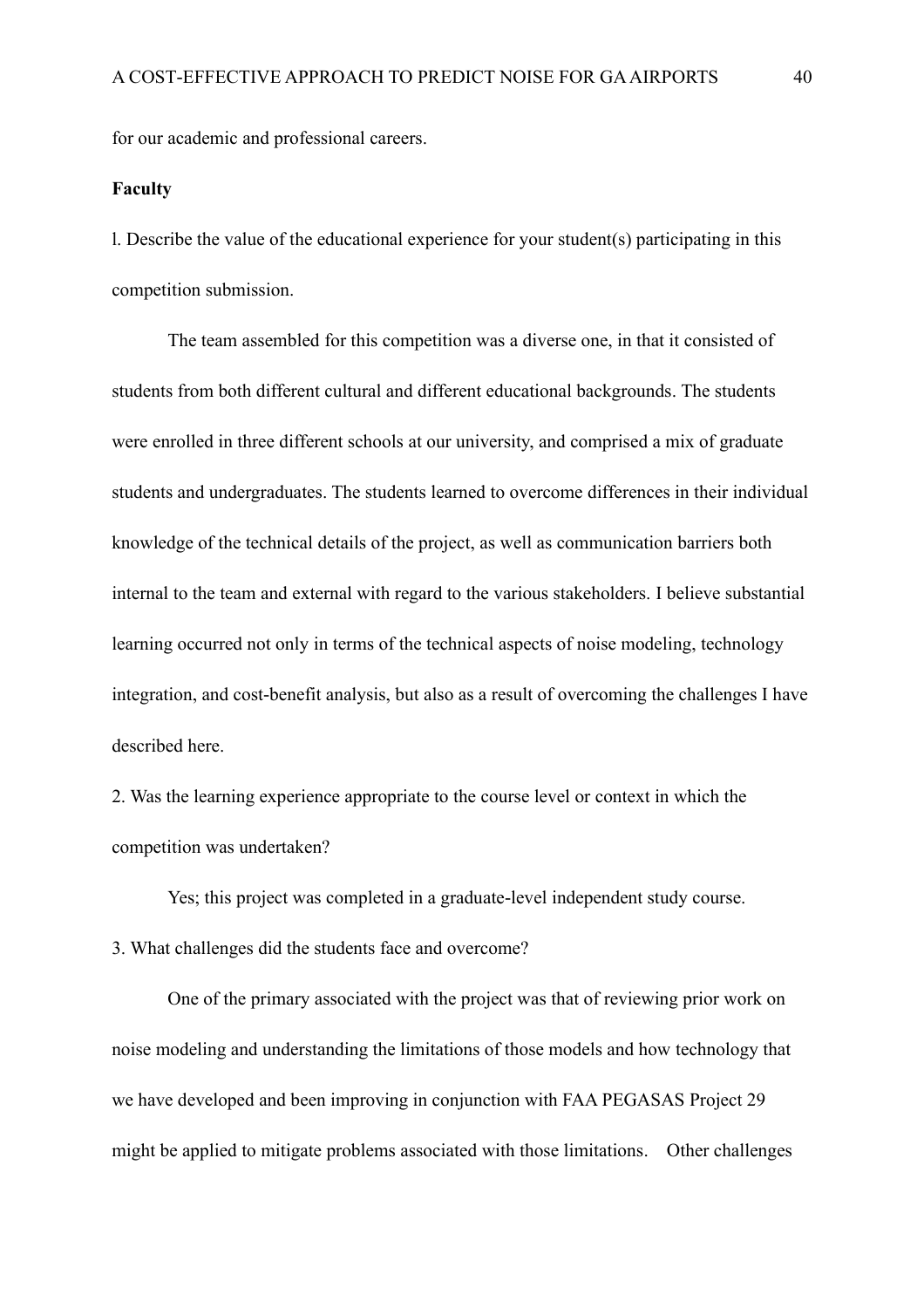for our academic and professional careers.

**Faculty**

l. Describe the value of the educational experience for your student(s) participating in this competition submission.

The team assembled for this competition was a diverse one, in that it consisted of students from both different cultural and different educational backgrounds. The students were enrolled in three different schools at our university, and comprised a mix of graduate students and undergraduates. The students learned to overcome differences in their individual knowledge of the technical details of the project, as well as communication barriers both internal to the team and external with regard to the various stakeholders. I believe substantial learning occurred not only in terms of the technical aspects of noise modeling, technology integration, and cost-benefit analysis, but also as a result of overcoming the challenges I have described here.

2. Was the learning experience appropriate to the course level or context in which the competition was undertaken?

Yes; this project was completed in a graduate-level independent study course.

3. What challenges did the students face and overcome?

One of the primary associated with the project was that of reviewing prior work on noise modeling and understanding the limitations of those models and how technology that we have developed and been improving in conjunction with FAA PEGASAS Project 29 might be applied to mitigate problems associated with those limitations. Other challenges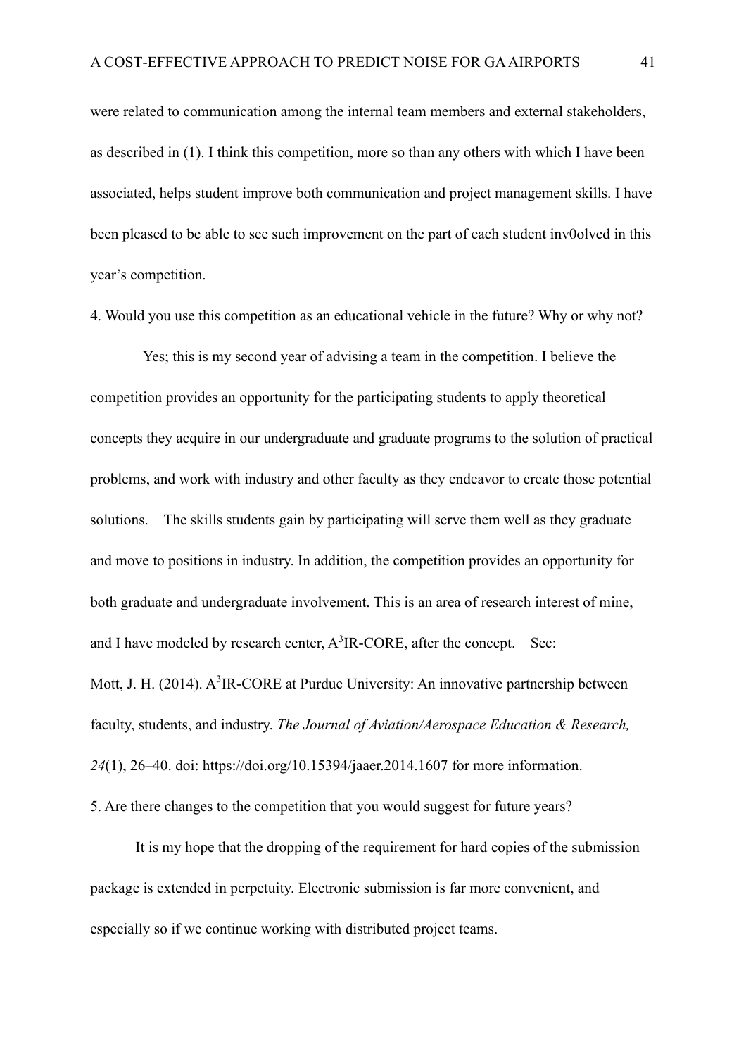were related to communication among the internal team members and external stakeholders, as described in (1). I think this competition, more so than any others with which I have been associated, helps student improve both communication and project management skills. I have been pleased to be able to see such improvement on the part of each student inv0olved in this year's competition.

4. Would you use this competition as an educational vehicle in the future? Why or why not?

Yes; this is my second year of advising a team in the competition. I believe the competition provides an opportunity for the participating students to apply theoretical concepts they acquire in our undergraduate and graduate programs to the solution of practical problems, and work with industry and other faculty as they endeavor to create those potential solutions. The skills students gain by participating will serve them well as they graduate and move to positions in industry. In addition, the competition provides an opportunity for both graduate and undergraduate involvement. This is an area of research interest of mine, and I have modeled by research center, $A^3$IR-CORE, after the concept. See: Mott, J. H. (2014). $A^3$IR-CORE at Purdue University: An innovative partnership between faculty, students, and industry. *The Journal of Aviation/Aerospace Education & Research, 24*(1), 26–40. doi: https://doi.org/10.15394/jaaer.2014.1607 for more information.

5. Are there changes to the competition that you would suggest for future years?

It is my hope that the dropping of the requirement for hard copies of the submission package is extended in perpetuity. Electronic submission is far more convenient, and especially so if we continue working with distributed project teams.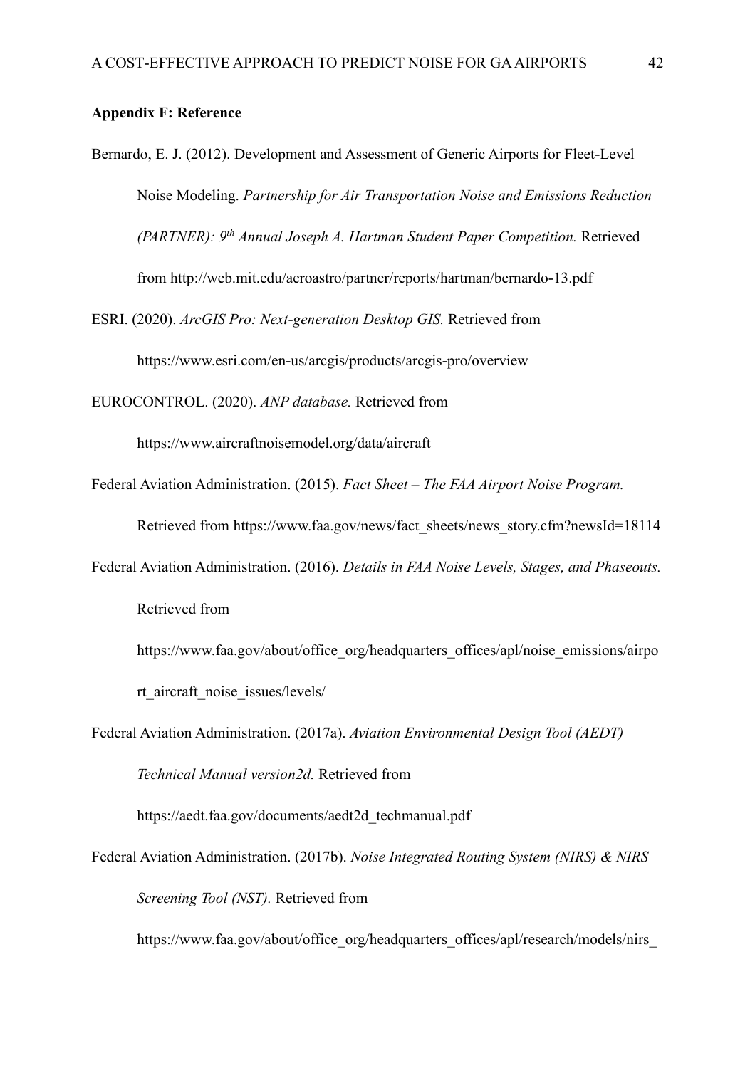**Appendix F: Reference**

Bernardo, E. J. (2012). Development and Assessment of Generic Airports for Fleet-Level Noise Modeling. *Partnership for Air Transportation Noise and Emissions Reduction (PARTNER): 9th Annual Joseph A. Hartman Student Paper Competition.* Retrieved from http://web.mit.edu/aeroastro/partner/reports/hartman/bernardo-13.pdf

ESRI. (2020). *ArcGIS Pro: Next-generation Desktop GIS.* Retrieved from https://www.esri.com/en-us/arcgis/products/arcgis-pro/overview

EUROCONTROL. (2020). *ANP database.* Retrieved from https://www.aircraftnoisemodel.org/data/aircraft

Federal Aviation Administration. (2015). *Fact Sheet – The FAA Airport Noise Program.* Retrieved from https://www.faa.gov/news/fact_sheets/news_story.cfm?newsId=18114

Federal Aviation Administration. (2016). *Details in FAA Noise Levels, Stages, and Phaseouts.* Retrieved from https://www.faa.gov/about/office_org/headquarters_offices/apl/noise_emissions/airport_aircraft_noise_issues/levels/

Federal Aviation Administration. (2017a). *Aviation Environmental Design Tool (AEDT) Technical Manual version2d.* Retrieved from https://aedt.faa.gov/documents/aedt2d_techmanual.pdf

Federal Aviation Administration. (2017b). *Noise Integrated Routing System (NIRS) & NIRS Screening Tool (NST).* Retrieved from https://www.faa.gov/about/office_org/headquarters_offices/apl/research/models/nirs_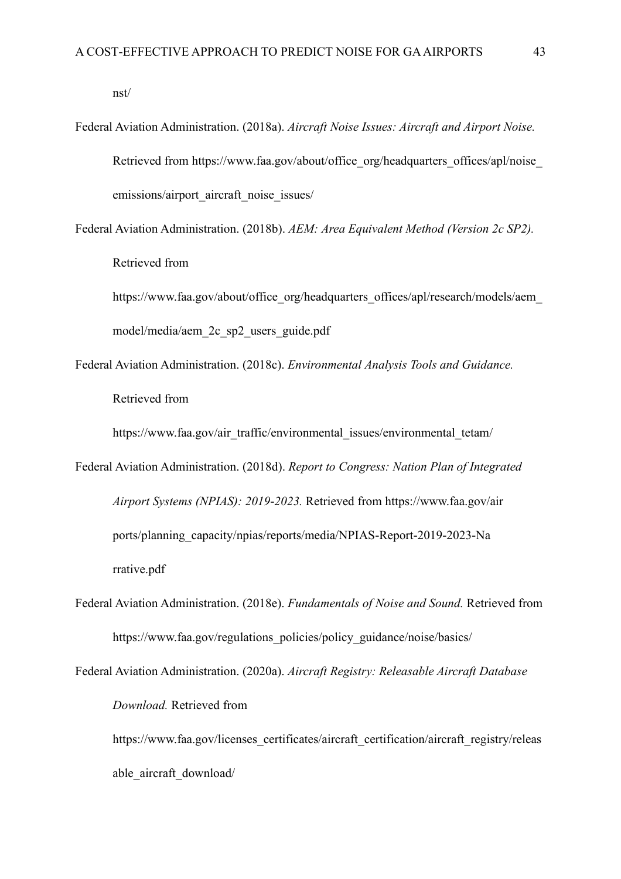nst/

Federal Aviation Administration. (2018a). *Aircraft Noise Issues: Aircraft and Airport Noise.* Retrieved from https://www.faa.gov/about/office_org/headquarters_offices/apl/noise_emissions/airport_aircraft_noise_issues/

Federal Aviation Administration. (2018b). *AEM: Area Equivalent Method (Version 2c SP2).* Retrieved from https://www.faa.gov/about/office_org/headquarters_offices/apl/research/models/aem_model/media/aem_2c_sp2_users_guide.pdf

Federal Aviation Administration. (2018c). *Environmental Analysis Tools and Guidance.* Retrieved from https://www.faa.gov/air_traffic/environmental_issues/environmental_tetam/

Federal Aviation Administration. (2018d). *Report to Congress: Nation Plan of Integrated Airport Systems (NPIAS): 2019-2023.* Retrieved from https://www.faa.gov/airports/planning_capacity/npias/reports/media/NPIAS-Report-2019-2023-Narrative.pdf

Federal Aviation Administration. (2018e). *Fundamentals of Noise and Sound.* Retrieved from https://www.faa.gov/regulations_policies/policy_guidance/noise/basics/

Federal Aviation Administration. (2020a). *Aircraft Registry: Releasable Aircraft Database Download.* Retrieved from https://www.faa.gov/licenses_certificates/aircraft_certification/aircraft_registry/releasable_aircraft_download/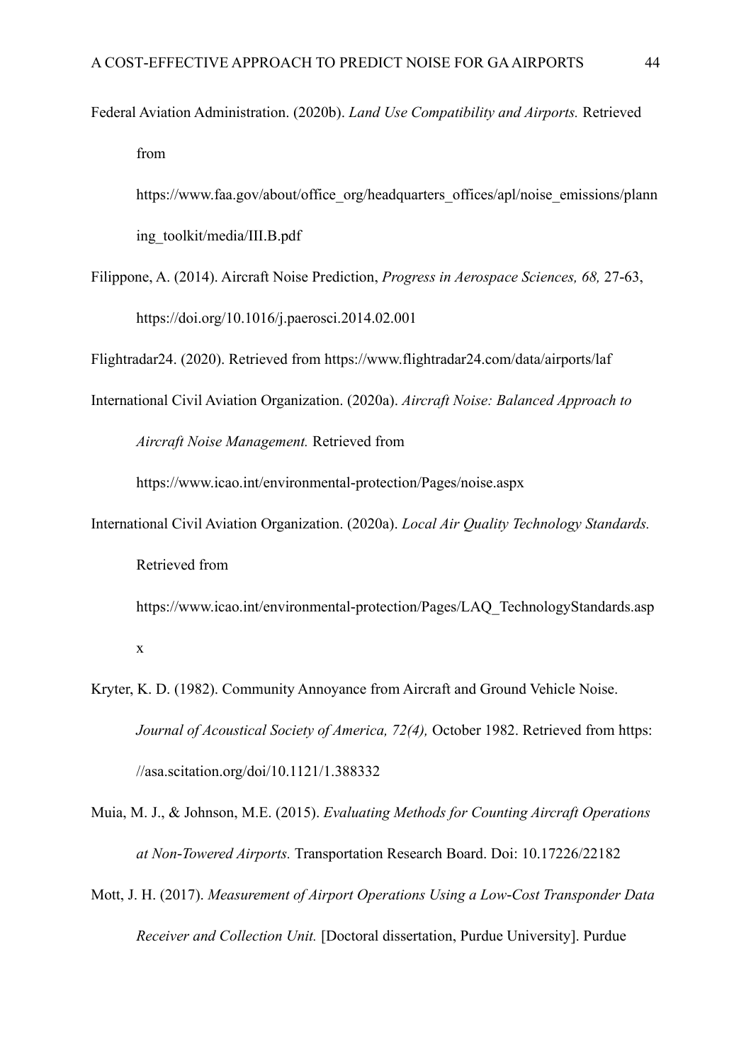Federal Aviation Administration. (2020b). *Land Use Compatibility and Airports.* Retrieved from https://www.faa.gov/about/office_org/headquarters_offices/apl/noise_emissions/planning_toolkit/media/III.B.pdf

Filippone, A. (2014). Aircraft Noise Prediction, *Progress in Aerospace Sciences, 68,* 27-63, https://doi.org/10.1016/j.paerosci.2014.02.001

Flightradar24. (2020). Retrieved from https://www.flightradar24.com/data/airports/laf

International Civil Aviation Organization. (2020a). *Aircraft Noise: Balanced Approach to Aircraft Noise Management.* Retrieved from https://www.icao.int/environmental-protection/Pages/noise.aspx

International Civil Aviation Organization. (2020a). *Local Air Quality Technology Standards.* Retrieved from https://www.icao.int/environmental-protection/Pages/LAQ_TechnologyStandards.aspx

Kryter, K. D. (1982). Community Annoyance from Aircraft and Ground Vehicle Noise. *Journal of Acoustical Society of America, 72(4),* October 1982. Retrieved from https://asa.scitation.org/doi/10.1121/1.388332

Muia, M. J., & Johnson, M.E. (2015). *Evaluating Methods for Counting Aircraft Operations at Non-Towered Airports.* Transportation Research Board. Doi: 10.17226/22182

Mott, J. H. (2017). *Measurement of Airport Operations Using a Low-Cost Transponder Data Receiver and Collection Unit.* [Doctoral dissertation, Purdue University]. Purdue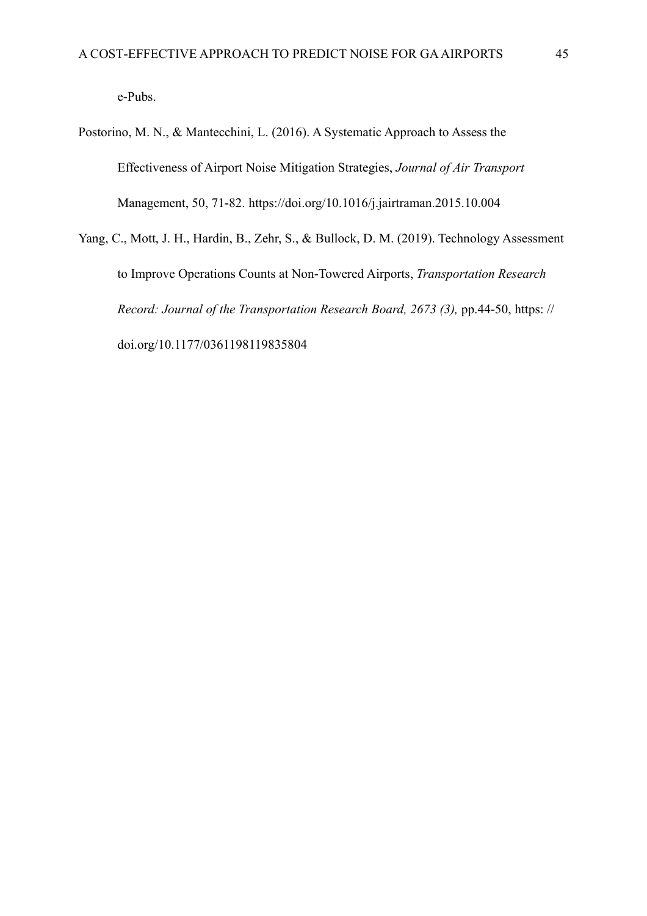e-Pubs.

Postorino, M. N., & Mantecchini, L. (2016). A Systematic Approach to Assess the Effectiveness of Airport Noise Mitigation Strategies, *Journal of Air Transport* Management, 50, 71-82. https://doi.org/10.1016/j.jairtraman.2015.10.004

Yang, C., Mott, J. H., Hardin, B., Zehr, S., & Bullock, D. M. (2019). Technology Assessment to Improve Operations Counts at Non-Towered Airports, *Transportation Research Record: Journal of the Transportation Research Board, 2673 (3),* pp.44-50, https: // doi.org/10.1177/0361198119835804